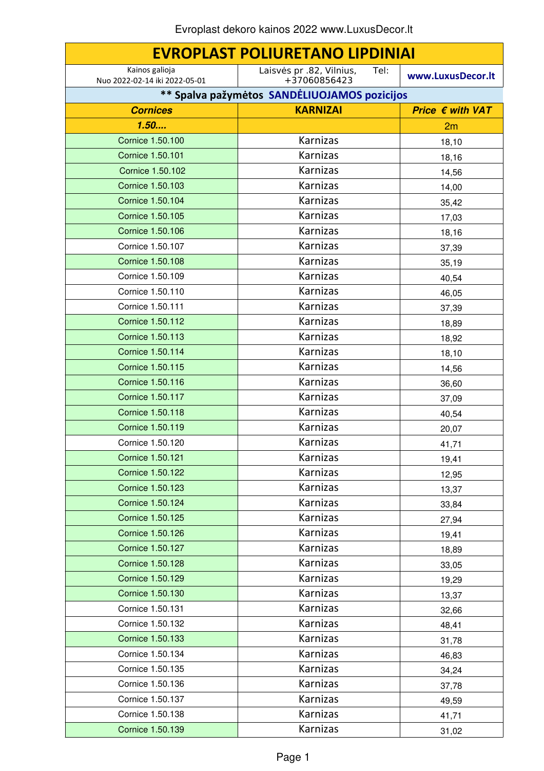Evroplast dekoro kainos 2022 www.LuxusDecor.lt

| EVROPLAST POLIURETANO LIPDINIAI | | |
|---|---|---|
| Kainos galioja Nuo 2022-02-14 iki 2022-05-01 | Laisvės pr .82, Vilnius, Tel: +37060856423 | www.LuxusDecor.lt |
| ** Spalva pažymėtos SANDĖLIUOJAMOS pozicijos | | |
| *Cornices* | KARNIZAI | *Price € with VAT* |
| *1.50....* | | 2m |
| Cornice 1.50.100 | Karnizas | 18,10 |
| Cornice 1.50.101 | Karnizas | 18,16 |
| Cornice 1.50.102 | Karnizas | 14,56 |
| Cornice 1.50.103 | Karnizas | 14,00 |
| Cornice 1.50.104 | Karnizas | 35,42 |
| Cornice 1.50.105 | Karnizas | 17,03 |
| Cornice 1.50.106 | Karnizas | 18,16 |
| Cornice 1.50.107 | Karnizas | 37,39 |
| Cornice 1.50.108 | Karnizas | 35,19 |
| Cornice 1.50.109 | Karnizas | 40,54 |
| Cornice 1.50.110 | Karnizas | 46,05 |
| Cornice 1.50.111 | Karnizas | 37,39 |
| Cornice 1.50.112 | Karnizas | 18,89 |
| Cornice 1.50.113 | Karnizas | 18,92 |
| Cornice 1.50.114 | Karnizas | 18,10 |
| Cornice 1.50.115 | Karnizas | 14,56 |
| Cornice 1.50.116 | Karnizas | 36,60 |
| Cornice 1.50.117 | Karnizas | 37,09 |
| Cornice 1.50.118 | Karnizas | 40,54 |
| Cornice 1.50.119 | Karnizas | 20,07 |
| Cornice 1.50.120 | Karnizas | 41,71 |
| Cornice 1.50.121 | Karnizas | 19,41 |
| Cornice 1.50.122 | Karnizas | 12,95 |
| Cornice 1.50.123 | Karnizas | 13,37 |
| Cornice 1.50.124 | Karnizas | 33,84 |
| Cornice 1.50.125 | Karnizas | 27,94 |
| Cornice 1.50.126 | Karnizas | 19,41 |
| Cornice 1.50.127 | Karnizas | 18,89 |
| Cornice 1.50.128 | Karnizas | 33,05 |
| Cornice 1.50.129 | Karnizas | 19,29 |
| Cornice 1.50.130 | Karnizas | 13,37 |
| Cornice 1.50.131 | Karnizas | 32,66 |
| Cornice 1.50.132 | Karnizas | 48,41 |
| Cornice 1.50.133 | Karnizas | 31,78 |
| Cornice 1.50.134 | Karnizas | 46,83 |
| Cornice 1.50.135 | Karnizas | 34,24 |
| Cornice 1.50.136 | Karnizas | 37,78 |
| Cornice 1.50.137 | Karnizas | 49,59 |
| Cornice 1.50.138 | Karnizas | 41,71 |
| Cornice 1.50.139 | Karnizas | 31,02 |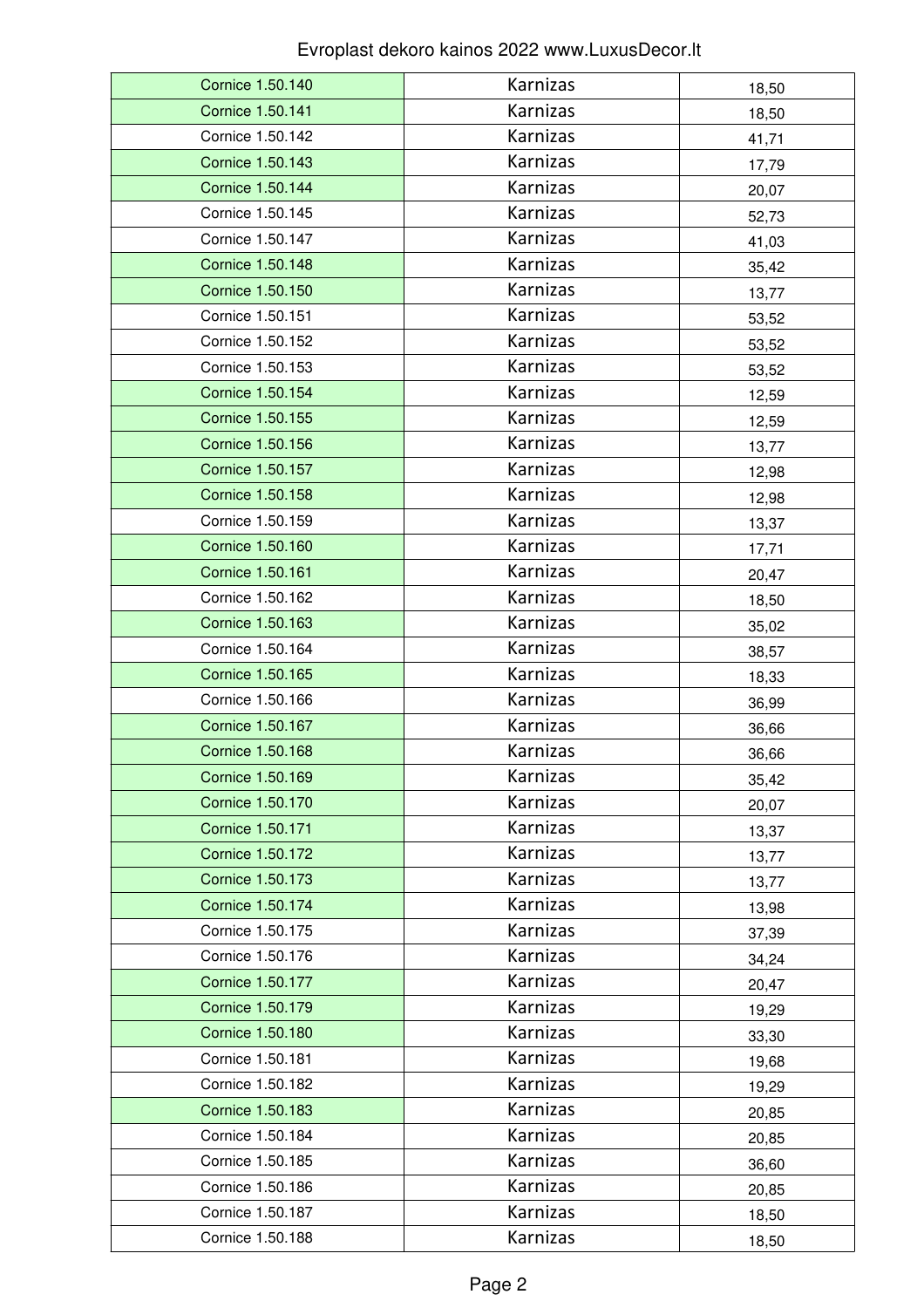| Cornice 1.50.140 | Karnizas | 18,50 |
|---|---|---|
| Cornice 1.50.141 | Karnizas | 18,50 |
| Cornice 1.50.142 | Karnizas | 41,71 |
| Cornice 1.50.143 | Karnizas | 17,79 |
| Cornice 1.50.144 | Karnizas | 20,07 |
| Cornice 1.50.145 | Karnizas | 52,73 |
| Cornice 1.50.147 | Karnizas | 41,03 |
| Cornice 1.50.148 | Karnizas | 35,42 |
| Cornice 1.50.150 | Karnizas | 13,77 |
| Cornice 1.50.151 | Karnizas | 53,52 |
| Cornice 1.50.152 | Karnizas | 53,52 |
| Cornice 1.50.153 | Karnizas | 53,52 |
| Cornice 1.50.154 | Karnizas | 12,59 |
| Cornice 1.50.155 | Karnizas | 12,59 |
| Cornice 1.50.156 | Karnizas | 13,77 |
| Cornice 1.50.157 | Karnizas | 12,98 |
| Cornice 1.50.158 | Karnizas | 12,98 |
| Cornice 1.50.159 | Karnizas | 13,37 |
| Cornice 1.50.160 | Karnizas | 17,71 |
| Cornice 1.50.161 | Karnizas | 20,47 |
| Cornice 1.50.162 | Karnizas | 18,50 |
| Cornice 1.50.163 | Karnizas | 35,02 |
| Cornice 1.50.164 | Karnizas | 38,57 |
| Cornice 1.50.165 | Karnizas | 18,33 |
| Cornice 1.50.166 | Karnizas | 36,99 |
| Cornice 1.50.167 | Karnizas | 36,66 |
| Cornice 1.50.168 | Karnizas | 36,66 |
| Cornice 1.50.169 | Karnizas | 35,42 |
| Cornice 1.50.170 | Karnizas | 20,07 |
| Cornice 1.50.171 | Karnizas | 13,37 |
| Cornice 1.50.172 | Karnizas | 13,77 |
| Cornice 1.50.173 | Karnizas | 13,77 |
| Cornice 1.50.174 | Karnizas | 13,98 |
| Cornice 1.50.175 | Karnizas | 37,39 |
| Cornice 1.50.176 | Karnizas | 34,24 |
| Cornice 1.50.177 | Karnizas | 20,47 |
| Cornice 1.50.179 | Karnizas | 19,29 |
| Cornice 1.50.180 | Karnizas | 33,30 |
| Cornice 1.50.181 | Karnizas | 19,68 |
| Cornice 1.50.182 | Karnizas | 19,29 |
| Cornice 1.50.183 | Karnizas | 20,85 |
| Cornice 1.50.184 | Karnizas | 20,85 |
| Cornice 1.50.185 | Karnizas | 36,60 |
| Cornice 1.50.186 | Karnizas | 20,85 |
| Cornice 1.50.187 | Karnizas | 18,50 |
| Cornice 1.50.188 | Karnizas | 18,50 |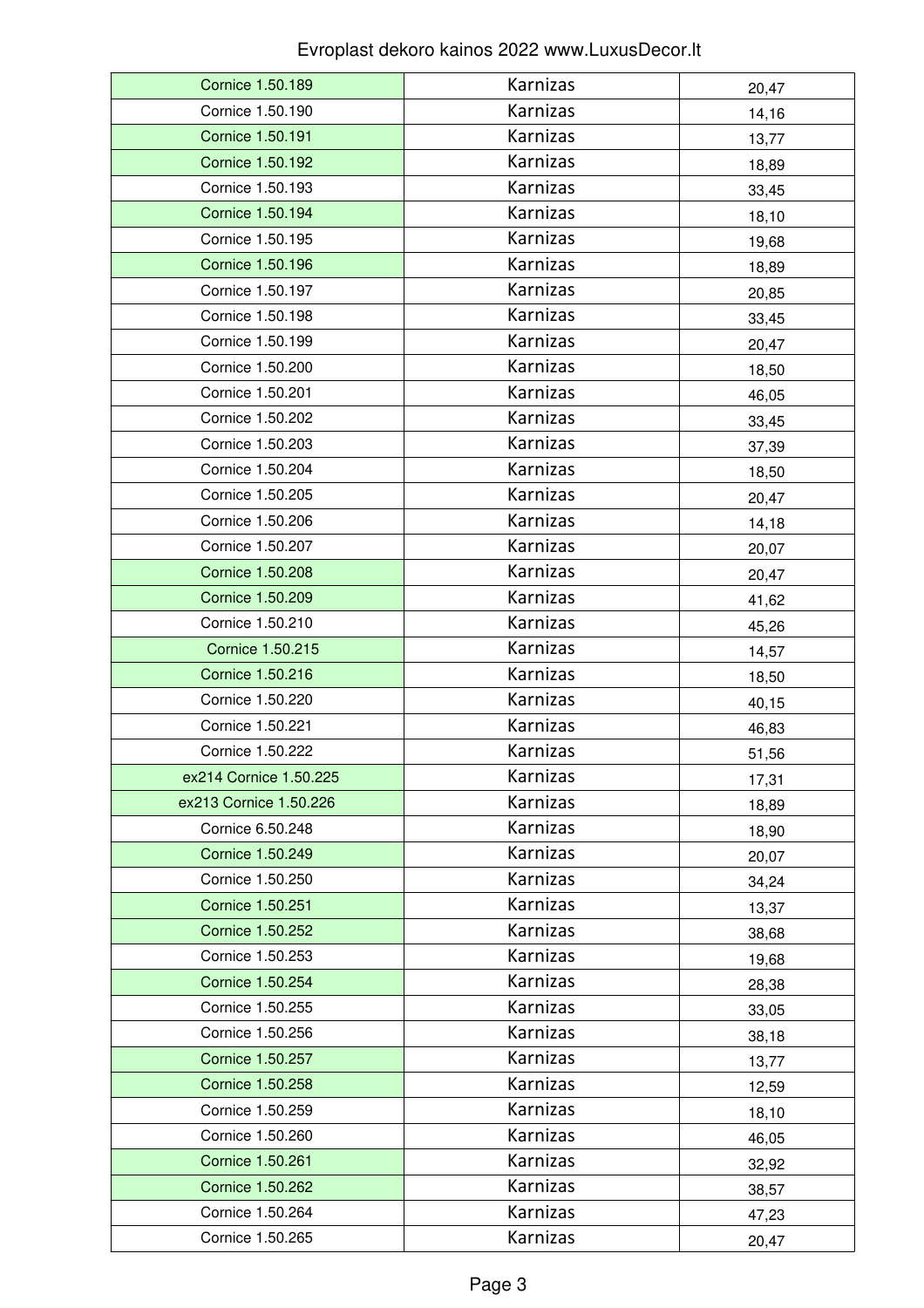| Cornice 1.50.189 | Karnizas | 20,47 |
|---|---|---|
| Cornice 1.50.190 | Karnizas | 14,16 |
| Cornice 1.50.191 | Karnizas | 13,77 |
| Cornice 1.50.192 | Karnizas | 18,89 |
| Cornice 1.50.193 | Karnizas | 33,45 |
| Cornice 1.50.194 | Karnizas | 18,10 |
| Cornice 1.50.195 | Karnizas | 19,68 |
| Cornice 1.50.196 | Karnizas | 18,89 |
| Cornice 1.50.197 | Karnizas | 20,85 |
| Cornice 1.50.198 | Karnizas | 33,45 |
| Cornice 1.50.199 | Karnizas | 20,47 |
| Cornice 1.50.200 | Karnizas | 18,50 |
| Cornice 1.50.201 | Karnizas | 46,05 |
| Cornice 1.50.202 | Karnizas | 33,45 |
| Cornice 1.50.203 | Karnizas | 37,39 |
| Cornice 1.50.204 | Karnizas | 18,50 |
| Cornice 1.50.205 | Karnizas | 20,47 |
| Cornice 1.50.206 | Karnizas | 14,18 |
| Cornice 1.50.207 | Karnizas | 20,07 |
| Cornice 1.50.208 | Karnizas | 20,47 |
| Cornice 1.50.209 | Karnizas | 41,62 |
| Cornice 1.50.210 | Karnizas | 45,26 |
| Cornice 1.50.215 | Karnizas | 14,57 |
| Cornice 1.50.216 | Karnizas | 18,50 |
| Cornice 1.50.220 | Karnizas | 40,15 |
| Cornice 1.50.221 | Karnizas | 46,83 |
| Cornice 1.50.222 | Karnizas | 51,56 |
| ex214 Cornice 1.50.225 | Karnizas | 17,31 |
| ex213 Cornice 1.50.226 | Karnizas | 18,89 |
| Cornice 6.50.248 | Karnizas | 18,90 |
| Cornice 1.50.249 | Karnizas | 20,07 |
| Cornice 1.50.250 | Karnizas | 34,24 |
| Cornice 1.50.251 | Karnizas | 13,37 |
| Cornice 1.50.252 | Karnizas | 38,68 |
| Cornice 1.50.253 | Karnizas | 19,68 |
| Cornice 1.50.254 | Karnizas | 28,38 |
| Cornice 1.50.255 | Karnizas | 33,05 |
| Cornice 1.50.256 | Karnizas | 38,18 |
| Cornice 1.50.257 | Karnizas | 13,77 |
| Cornice 1.50.258 | Karnizas | 12,59 |
| Cornice 1.50.259 | Karnizas | 18,10 |
| Cornice 1.50.260 | Karnizas | 46,05 |
| Cornice 1.50.261 | Karnizas | 32,92 |
| Cornice 1.50.262 | Karnizas | 38,57 |
| Cornice 1.50.264 | Karnizas | 47,23 |
| Cornice 1.50.265 | Karnizas | 20,47 |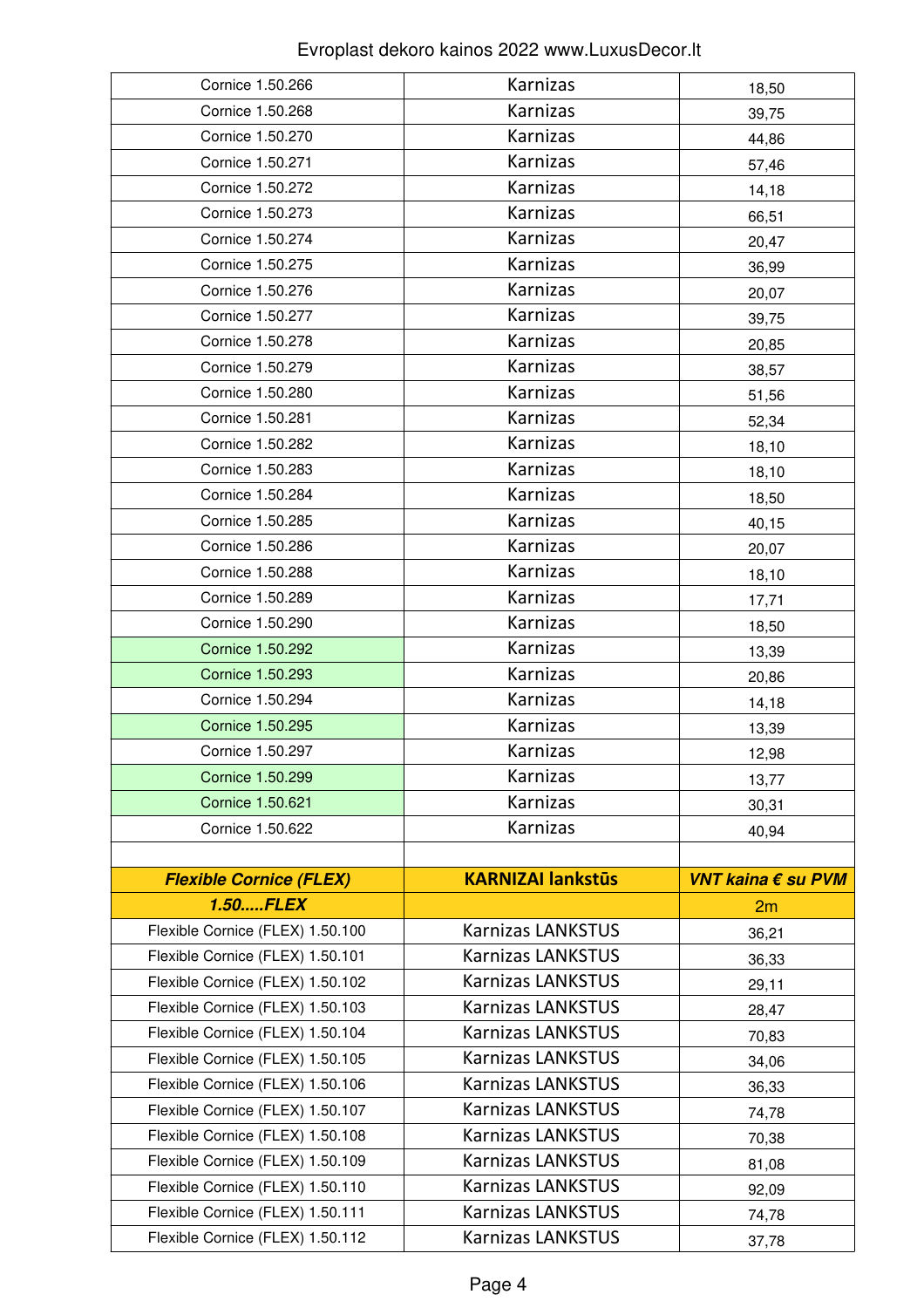| | | |
|---|---|---|
| Cornice 1.50.266 | Karnizas | 18,50 |
| Cornice 1.50.268 | Karnizas | 39,75 |
| Cornice 1.50.270 | Karnizas | 44,86 |
| Cornice 1.50.271 | Karnizas | 57,46 |
| Cornice 1.50.272 | Karnizas | 14,18 |
| Cornice 1.50.273 | Karnizas | 66,51 |
| Cornice 1.50.274 | Karnizas | 20,47 |
| Cornice 1.50.275 | Karnizas | 36,99 |
| Cornice 1.50.276 | Karnizas | 20,07 |
| Cornice 1.50.277 | Karnizas | 39,75 |
| Cornice 1.50.278 | Karnizas | 20,85 |
| Cornice 1.50.279 | Karnizas | 38,57 |
| Cornice 1.50.280 | Karnizas | 51,56 |
| Cornice 1.50.281 | Karnizas | 52,34 |
| Cornice 1.50.282 | Karnizas | 18,10 |
| Cornice 1.50.283 | Karnizas | 18,10 |
| Cornice 1.50.284 | Karnizas | 18,50 |
| Cornice 1.50.285 | Karnizas | 40,15 |
| Cornice 1.50.286 | Karnizas | 20,07 |
| Cornice 1.50.288 | Karnizas | 18,10 |
| Cornice 1.50.289 | Karnizas | 17,71 |
| Cornice 1.50.290 | Karnizas | 18,50 |
| Cornice 1.50.292 | Karnizas | 13,39 |
| Cornice 1.50.293 | Karnizas | 20,86 |
| Cornice 1.50.294 | Karnizas | 14,18 |
| Cornice 1.50.295 | Karnizas | 13,39 |
| Cornice 1.50.297 | Karnizas | 12,98 |
| Cornice 1.50.299 | Karnizas | 13,77 |
| Cornice 1.50.621 | Karnizas | 30,31 |
| Cornice 1.50.622 | Karnizas | 40,94 |
| | | |
| ***Flexible Cornice (FLEX)*** | **KARNIZAI lankstūs** | ***VNT kaina € su PVM*** |
| ***1.50.....FLEX*** | | 2m |
| Flexible Cornice (FLEX) 1.50.100 | Karnizas LANKSTUS | 36,21 |
| Flexible Cornice (FLEX) 1.50.101 | Karnizas LANKSTUS | 36,33 |
| Flexible Cornice (FLEX) 1.50.102 | Karnizas LANKSTUS | 29,11 |
| Flexible Cornice (FLEX) 1.50.103 | Karnizas LANKSTUS | 28,47 |
| Flexible Cornice (FLEX) 1.50.104 | Karnizas LANKSTUS | 70,83 |
| Flexible Cornice (FLEX) 1.50.105 | Karnizas LANKSTUS | 34,06 |
| Flexible Cornice (FLEX) 1.50.106 | Karnizas LANKSTUS | 36,33 |
| Flexible Cornice (FLEX) 1.50.107 | Karnizas LANKSTUS | 74,78 |
| Flexible Cornice (FLEX) 1.50.108 | Karnizas LANKSTUS | 70,38 |
| Flexible Cornice (FLEX) 1.50.109 | Karnizas LANKSTUS | 81,08 |
| Flexible Cornice (FLEX) 1.50.110 | Karnizas LANKSTUS | 92,09 |
| Flexible Cornice (FLEX) 1.50.111 | Karnizas LANKSTUS | 74,78 |
| Flexible Cornice (FLEX) 1.50.112 | Karnizas LANKSTUS | 37,78 |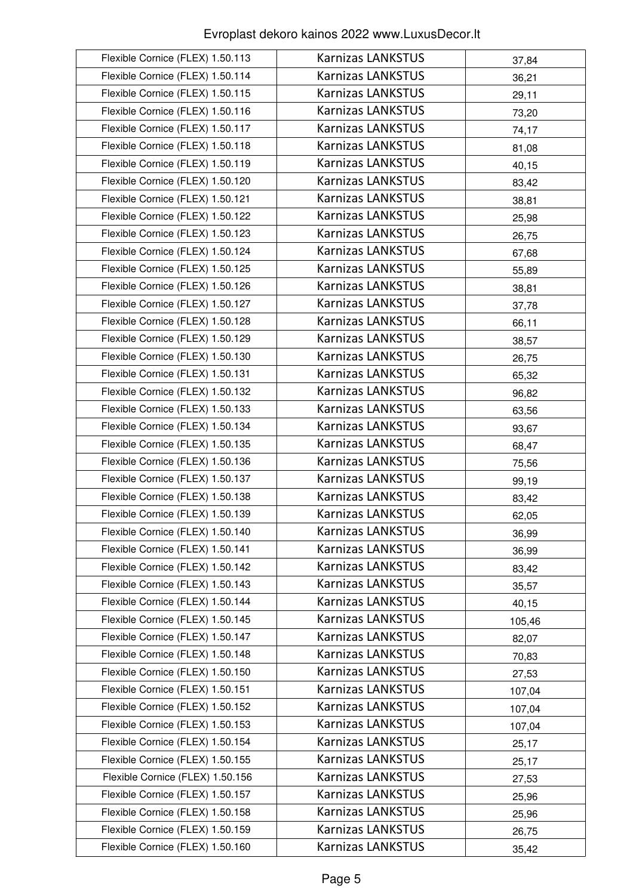Evroplast dekoro kainos 2022 www.LuxusDecor.lt

| | | |
|---|---|---|
| Flexible Cornice (FLEX) 1.50.113 | Karnizas LANKSTUS | 37,84 |
| Flexible Cornice (FLEX) 1.50.114 | Karnizas LANKSTUS | 36,21 |
| Flexible Cornice (FLEX) 1.50.115 | Karnizas LANKSTUS | 29,11 |
| Flexible Cornice (FLEX) 1.50.116 | Karnizas LANKSTUS | 73,20 |
| Flexible Cornice (FLEX) 1.50.117 | Karnizas LANKSTUS | 74,17 |
| Flexible Cornice (FLEX) 1.50.118 | Karnizas LANKSTUS | 81,08 |
| Flexible Cornice (FLEX) 1.50.119 | Karnizas LANKSTUS | 40,15 |
| Flexible Cornice (FLEX) 1.50.120 | Karnizas LANKSTUS | 83,42 |
| Flexible Cornice (FLEX) 1.50.121 | Karnizas LANKSTUS | 38,81 |
| Flexible Cornice (FLEX) 1.50.122 | Karnizas LANKSTUS | 25,98 |
| Flexible Cornice (FLEX) 1.50.123 | Karnizas LANKSTUS | 26,75 |
| Flexible Cornice (FLEX) 1.50.124 | Karnizas LANKSTUS | 67,68 |
| Flexible Cornice (FLEX) 1.50.125 | Karnizas LANKSTUS | 55,89 |
| Flexible Cornice (FLEX) 1.50.126 | Karnizas LANKSTUS | 38,81 |
| Flexible Cornice (FLEX) 1.50.127 | Karnizas LANKSTUS | 37,78 |
| Flexible Cornice (FLEX) 1.50.128 | Karnizas LANKSTUS | 66,11 |
| Flexible Cornice (FLEX) 1.50.129 | Karnizas LANKSTUS | 38,57 |
| Flexible Cornice (FLEX) 1.50.130 | Karnizas LANKSTUS | 26,75 |
| Flexible Cornice (FLEX) 1.50.131 | Karnizas LANKSTUS | 65,32 |
| Flexible Cornice (FLEX) 1.50.132 | Karnizas LANKSTUS | 96,82 |
| Flexible Cornice (FLEX) 1.50.133 | Karnizas LANKSTUS | 63,56 |
| Flexible Cornice (FLEX) 1.50.134 | Karnizas LANKSTUS | 93,67 |
| Flexible Cornice (FLEX) 1.50.135 | Karnizas LANKSTUS | 68,47 |
| Flexible Cornice (FLEX) 1.50.136 | Karnizas LANKSTUS | 75,56 |
| Flexible Cornice (FLEX) 1.50.137 | Karnizas LANKSTUS | 99,19 |
| Flexible Cornice (FLEX) 1.50.138 | Karnizas LANKSTUS | 83,42 |
| Flexible Cornice (FLEX) 1.50.139 | Karnizas LANKSTUS | 62,05 |
| Flexible Cornice (FLEX) 1.50.140 | Karnizas LANKSTUS | 36,99 |
| Flexible Cornice (FLEX) 1.50.141 | Karnizas LANKSTUS | 36,99 |
| Flexible Cornice (FLEX) 1.50.142 | Karnizas LANKSTUS | 83,42 |
| Flexible Cornice (FLEX) 1.50.143 | Karnizas LANKSTUS | 35,57 |
| Flexible Cornice (FLEX) 1.50.144 | Karnizas LANKSTUS | 40,15 |
| Flexible Cornice (FLEX) 1.50.145 | Karnizas LANKSTUS | 105,46 |
| Flexible Cornice (FLEX) 1.50.147 | Karnizas LANKSTUS | 82,07 |
| Flexible Cornice (FLEX) 1.50.148 | Karnizas LANKSTUS | 70,83 |
| Flexible Cornice (FLEX) 1.50.150 | Karnizas LANKSTUS | 27,53 |
| Flexible Cornice (FLEX) 1.50.151 | Karnizas LANKSTUS | 107,04 |
| Flexible Cornice (FLEX) 1.50.152 | Karnizas LANKSTUS | 107,04 |
| Flexible Cornice (FLEX) 1.50.153 | Karnizas LANKSTUS | 107,04 |
| Flexible Cornice (FLEX) 1.50.154 | Karnizas LANKSTUS | 25,17 |
| Flexible Cornice (FLEX) 1.50.155 | Karnizas LANKSTUS | 25,17 |
| Flexible Cornice (FLEX) 1.50.156 | Karnizas LANKSTUS | 27,53 |
| Flexible Cornice (FLEX) 1.50.157 | Karnizas LANKSTUS | 25,96 |
| Flexible Cornice (FLEX) 1.50.158 | Karnizas LANKSTUS | 25,96 |
| Flexible Cornice (FLEX) 1.50.159 | Karnizas LANKSTUS | 26,75 |
| Flexible Cornice (FLEX) 1.50.160 | Karnizas LANKSTUS | 35,42 |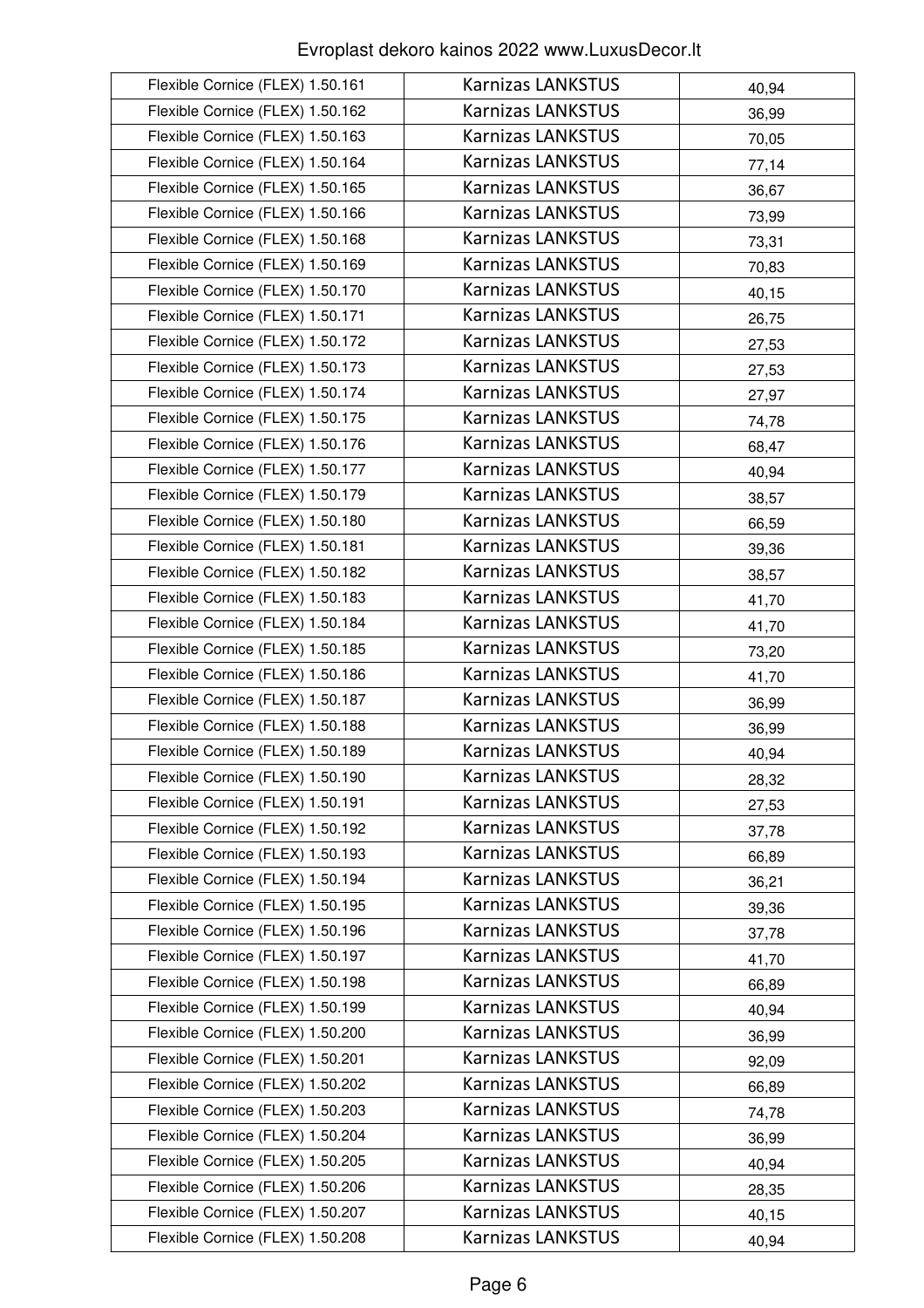| Flexible Cornice (FLEX) 1.50.161 | Karnizas LANKSTUS | 40,94 |
|---|---|---|
| Flexible Cornice (FLEX) 1.50.162 | Karnizas LANKSTUS | 36,99 |
| Flexible Cornice (FLEX) 1.50.163 | Karnizas LANKSTUS | 70,05 |
| Flexible Cornice (FLEX) 1.50.164 | Karnizas LANKSTUS | 77,14 |
| Flexible Cornice (FLEX) 1.50.165 | Karnizas LANKSTUS | 36,67 |
| Flexible Cornice (FLEX) 1.50.166 | Karnizas LANKSTUS | 73,99 |
| Flexible Cornice (FLEX) 1.50.168 | Karnizas LANKSTUS | 73,31 |
| Flexible Cornice (FLEX) 1.50.169 | Karnizas LANKSTUS | 70,83 |
| Flexible Cornice (FLEX) 1.50.170 | Karnizas LANKSTUS | 40,15 |
| Flexible Cornice (FLEX) 1.50.171 | Karnizas LANKSTUS | 26,75 |
| Flexible Cornice (FLEX) 1.50.172 | Karnizas LANKSTUS | 27,53 |
| Flexible Cornice (FLEX) 1.50.173 | Karnizas LANKSTUS | 27,53 |
| Flexible Cornice (FLEX) 1.50.174 | Karnizas LANKSTUS | 27,97 |
| Flexible Cornice (FLEX) 1.50.175 | Karnizas LANKSTUS | 74,78 |
| Flexible Cornice (FLEX) 1.50.176 | Karnizas LANKSTUS | 68,47 |
| Flexible Cornice (FLEX) 1.50.177 | Karnizas LANKSTUS | 40,94 |
| Flexible Cornice (FLEX) 1.50.179 | Karnizas LANKSTUS | 38,57 |
| Flexible Cornice (FLEX) 1.50.180 | Karnizas LANKSTUS | 66,59 |
| Flexible Cornice (FLEX) 1.50.181 | Karnizas LANKSTUS | 39,36 |
| Flexible Cornice (FLEX) 1.50.182 | Karnizas LANKSTUS | 38,57 |
| Flexible Cornice (FLEX) 1.50.183 | Karnizas LANKSTUS | 41,70 |
| Flexible Cornice (FLEX) 1.50.184 | Karnizas LANKSTUS | 41,70 |
| Flexible Cornice (FLEX) 1.50.185 | Karnizas LANKSTUS | 73,20 |
| Flexible Cornice (FLEX) 1.50.186 | Karnizas LANKSTUS | 41,70 |
| Flexible Cornice (FLEX) 1.50.187 | Karnizas LANKSTUS | 36,99 |
| Flexible Cornice (FLEX) 1.50.188 | Karnizas LANKSTUS | 36,99 |
| Flexible Cornice (FLEX) 1.50.189 | Karnizas LANKSTUS | 40,94 |
| Flexible Cornice (FLEX) 1.50.190 | Karnizas LANKSTUS | 28,32 |
| Flexible Cornice (FLEX) 1.50.191 | Karnizas LANKSTUS | 27,53 |
| Flexible Cornice (FLEX) 1.50.192 | Karnizas LANKSTUS | 37,78 |
| Flexible Cornice (FLEX) 1.50.193 | Karnizas LANKSTUS | 66,89 |
| Flexible Cornice (FLEX) 1.50.194 | Karnizas LANKSTUS | 36,21 |
| Flexible Cornice (FLEX) 1.50.195 | Karnizas LANKSTUS | 39,36 |
| Flexible Cornice (FLEX) 1.50.196 | Karnizas LANKSTUS | 37,78 |
| Flexible Cornice (FLEX) 1.50.197 | Karnizas LANKSTUS | 41,70 |
| Flexible Cornice (FLEX) 1.50.198 | Karnizas LANKSTUS | 66,89 |
| Flexible Cornice (FLEX) 1.50.199 | Karnizas LANKSTUS | 40,94 |
| Flexible Cornice (FLEX) 1.50.200 | Karnizas LANKSTUS | 36,99 |
| Flexible Cornice (FLEX) 1.50.201 | Karnizas LANKSTUS | 92,09 |
| Flexible Cornice (FLEX) 1.50.202 | Karnizas LANKSTUS | 66,89 |
| Flexible Cornice (FLEX) 1.50.203 | Karnizas LANKSTUS | 74,78 |
| Flexible Cornice (FLEX) 1.50.204 | Karnizas LANKSTUS | 36,99 |
| Flexible Cornice (FLEX) 1.50.205 | Karnizas LANKSTUS | 40,94 |
| Flexible Cornice (FLEX) 1.50.206 | Karnizas LANKSTUS | 28,35 |
| Flexible Cornice (FLEX) 1.50.207 | Karnizas LANKSTUS | 40,15 |
| Flexible Cornice (FLEX) 1.50.208 | Karnizas LANKSTUS | 40,94 |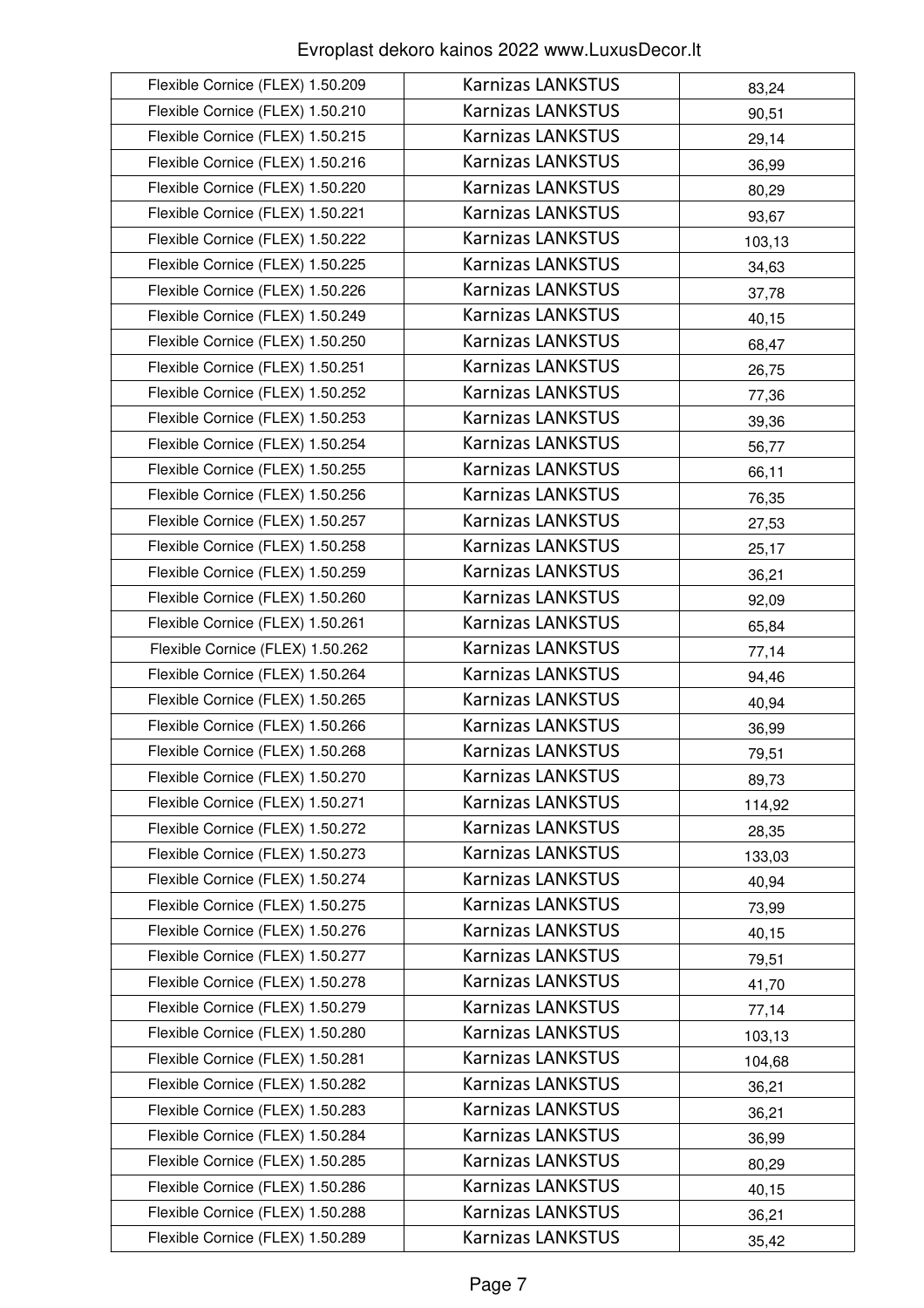Evroplast dekoro kainos 2022 www.LuxusDecor.lt

| | | |
|---|---|---|
| Flexible Cornice (FLEX) 1.50.209 | Karnizas LANKSTUS | 83,24 |
| Flexible Cornice (FLEX) 1.50.210 | Karnizas LANKSTUS | 90,51 |
| Flexible Cornice (FLEX) 1.50.215 | Karnizas LANKSTUS | 29,14 |
| Flexible Cornice (FLEX) 1.50.216 | Karnizas LANKSTUS | 36,99 |
| Flexible Cornice (FLEX) 1.50.220 | Karnizas LANKSTUS | 80,29 |
| Flexible Cornice (FLEX) 1.50.221 | Karnizas LANKSTUS | 93,67 |
| Flexible Cornice (FLEX) 1.50.222 | Karnizas LANKSTUS | 103,13 |
| Flexible Cornice (FLEX) 1.50.225 | Karnizas LANKSTUS | 34,63 |
| Flexible Cornice (FLEX) 1.50.226 | Karnizas LANKSTUS | 37,78 |
| Flexible Cornice (FLEX) 1.50.249 | Karnizas LANKSTUS | 40,15 |
| Flexible Cornice (FLEX) 1.50.250 | Karnizas LANKSTUS | 68,47 |
| Flexible Cornice (FLEX) 1.50.251 | Karnizas LANKSTUS | 26,75 |
| Flexible Cornice (FLEX) 1.50.252 | Karnizas LANKSTUS | 77,36 |
| Flexible Cornice (FLEX) 1.50.253 | Karnizas LANKSTUS | 39,36 |
| Flexible Cornice (FLEX) 1.50.254 | Karnizas LANKSTUS | 56,77 |
| Flexible Cornice (FLEX) 1.50.255 | Karnizas LANKSTUS | 66,11 |
| Flexible Cornice (FLEX) 1.50.256 | Karnizas LANKSTUS | 76,35 |
| Flexible Cornice (FLEX) 1.50.257 | Karnizas LANKSTUS | 27,53 |
| Flexible Cornice (FLEX) 1.50.258 | Karnizas LANKSTUS | 25,17 |
| Flexible Cornice (FLEX) 1.50.259 | Karnizas LANKSTUS | 36,21 |
| Flexible Cornice (FLEX) 1.50.260 | Karnizas LANKSTUS | 92,09 |
| Flexible Cornice (FLEX) 1.50.261 | Karnizas LANKSTUS | 65,84 |
| Flexible Cornice (FLEX) 1.50.262 | Karnizas LANKSTUS | 77,14 |
| Flexible Cornice (FLEX) 1.50.264 | Karnizas LANKSTUS | 94,46 |
| Flexible Cornice (FLEX) 1.50.265 | Karnizas LANKSTUS | 40,94 |
| Flexible Cornice (FLEX) 1.50.266 | Karnizas LANKSTUS | 36,99 |
| Flexible Cornice (FLEX) 1.50.268 | Karnizas LANKSTUS | 79,51 |
| Flexible Cornice (FLEX) 1.50.270 | Karnizas LANKSTUS | 89,73 |
| Flexible Cornice (FLEX) 1.50.271 | Karnizas LANKSTUS | 114,92 |
| Flexible Cornice (FLEX) 1.50.272 | Karnizas LANKSTUS | 28,35 |
| Flexible Cornice (FLEX) 1.50.273 | Karnizas LANKSTUS | 133,03 |
| Flexible Cornice (FLEX) 1.50.274 | Karnizas LANKSTUS | 40,94 |
| Flexible Cornice (FLEX) 1.50.275 | Karnizas LANKSTUS | 73,99 |
| Flexible Cornice (FLEX) 1.50.276 | Karnizas LANKSTUS | 40,15 |
| Flexible Cornice (FLEX) 1.50.277 | Karnizas LANKSTUS | 79,51 |
| Flexible Cornice (FLEX) 1.50.278 | Karnizas LANKSTUS | 41,70 |
| Flexible Cornice (FLEX) 1.50.279 | Karnizas LANKSTUS | 77,14 |
| Flexible Cornice (FLEX) 1.50.280 | Karnizas LANKSTUS | 103,13 |
| Flexible Cornice (FLEX) 1.50.281 | Karnizas LANKSTUS | 104,68 |
| Flexible Cornice (FLEX) 1.50.282 | Karnizas LANKSTUS | 36,21 |
| Flexible Cornice (FLEX) 1.50.283 | Karnizas LANKSTUS | 36,21 |
| Flexible Cornice (FLEX) 1.50.284 | Karnizas LANKSTUS | 36,99 |
| Flexible Cornice (FLEX) 1.50.285 | Karnizas LANKSTUS | 80,29 |
| Flexible Cornice (FLEX) 1.50.286 | Karnizas LANKSTUS | 40,15 |
| Flexible Cornice (FLEX) 1.50.288 | Karnizas LANKSTUS | 36,21 |
| Flexible Cornice (FLEX) 1.50.289 | Karnizas LANKSTUS | 35,42 |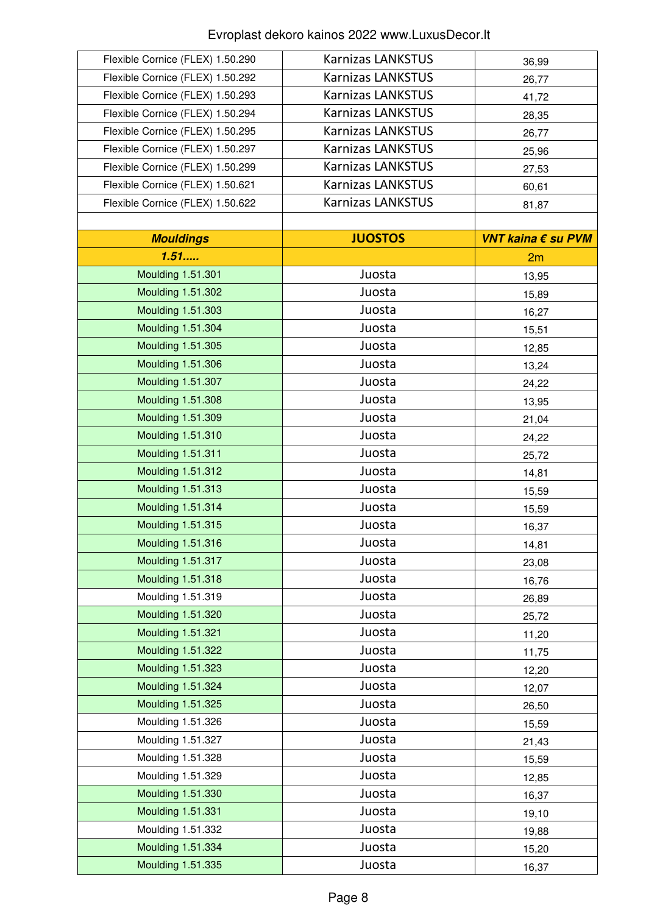| Flexible Cornice (FLEX) 1.50.290 | Karnizas LANKSTUS | 36,99 |
|---|---|---|
| Flexible Cornice (FLEX) 1.50.292 | Karnizas LANKSTUS | 26,77 |
| Flexible Cornice (FLEX) 1.50.293 | Karnizas LANKSTUS | 41,72 |
| Flexible Cornice (FLEX) 1.50.294 | Karnizas LANKSTUS | 28,35 |
| Flexible Cornice (FLEX) 1.50.295 | Karnizas LANKSTUS | 26,77 |
| Flexible Cornice (FLEX) 1.50.297 | Karnizas LANKSTUS | 25,96 |
| Flexible Cornice (FLEX) 1.50.299 | Karnizas LANKSTUS | 27,53 |
| Flexible Cornice (FLEX) 1.50.621 | Karnizas LANKSTUS | 60,61 |
| Flexible Cornice (FLEX) 1.50.622 | Karnizas LANKSTUS | 81,87 |
| | | |
| ***Mouldings*** | **JUOSTOS** | ***VNT kaina € su PVM*** |
| ***1.51.....*** | | 2m |
| Moulding 1.51.301 | Juosta | 13,95 |
| Moulding 1.51.302 | Juosta | 15,89 |
| Moulding 1.51.303 | Juosta | 16,27 |
| Moulding 1.51.304 | Juosta | 15,51 |
| Moulding 1.51.305 | Juosta | 12,85 |
| Moulding 1.51.306 | Juosta | 13,24 |
| Moulding 1.51.307 | Juosta | 24,22 |
| Moulding 1.51.308 | Juosta | 13,95 |
| Moulding 1.51.309 | Juosta | 21,04 |
| Moulding 1.51.310 | Juosta | 24,22 |
| Moulding 1.51.311 | Juosta | 25,72 |
| Moulding 1.51.312 | Juosta | 14,81 |
| Moulding 1.51.313 | Juosta | 15,59 |
| Moulding 1.51.314 | Juosta | 15,59 |
| Moulding 1.51.315 | Juosta | 16,37 |
| Moulding 1.51.316 | Juosta | 14,81 |
| Moulding 1.51.317 | Juosta | 23,08 |
| Moulding 1.51.318 | Juosta | 16,76 |
| Moulding 1.51.319 | Juosta | 26,89 |
| Moulding 1.51.320 | Juosta | 25,72 |
| Moulding 1.51.321 | Juosta | 11,20 |
| Moulding 1.51.322 | Juosta | 11,75 |
| Moulding 1.51.323 | Juosta | 12,20 |
| Moulding 1.51.324 | Juosta | 12,07 |
| Moulding 1.51.325 | Juosta | 26,50 |
| Moulding 1.51.326 | Juosta | 15,59 |
| Moulding 1.51.327 | Juosta | 21,43 |
| Moulding 1.51.328 | Juosta | 15,59 |
| Moulding 1.51.329 | Juosta | 12,85 |
| Moulding 1.51.330 | Juosta | 16,37 |
| Moulding 1.51.331 | Juosta | 19,10 |
| Moulding 1.51.332 | Juosta | 19,88 |
| Moulding 1.51.334 | Juosta | 15,20 |
| Moulding 1.51.335 | Juosta | 16,37 |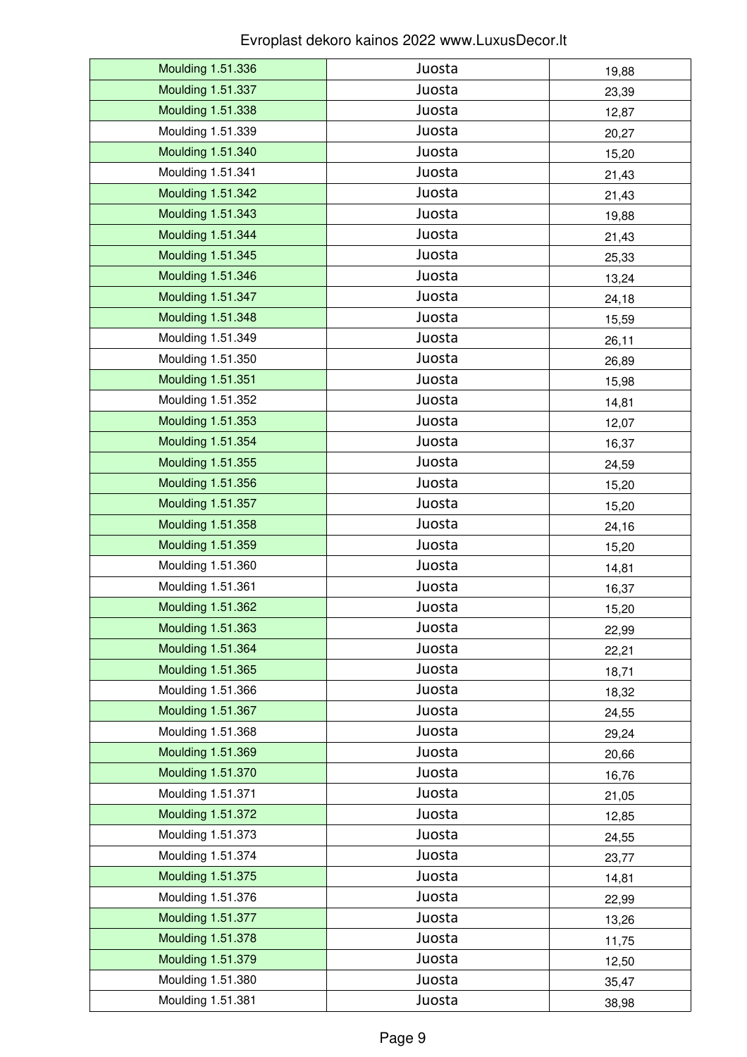| Moulding 1.51.336 | Juosta | 19,88 |
|---|---|---|
| Moulding 1.51.337 | Juosta | 23,39 |
| Moulding 1.51.338 | Juosta | 12,87 |
| Moulding 1.51.339 | Juosta | 20,27 |
| Moulding 1.51.340 | Juosta | 15,20 |
| Moulding 1.51.341 | Juosta | 21,43 |
| Moulding 1.51.342 | Juosta | 21,43 |
| Moulding 1.51.343 | Juosta | 19,88 |
| Moulding 1.51.344 | Juosta | 21,43 |
| Moulding 1.51.345 | Juosta | 25,33 |
| Moulding 1.51.346 | Juosta | 13,24 |
| Moulding 1.51.347 | Juosta | 24,18 |
| Moulding 1.51.348 | Juosta | 15,59 |
| Moulding 1.51.349 | Juosta | 26,11 |
| Moulding 1.51.350 | Juosta | 26,89 |
| Moulding 1.51.351 | Juosta | 15,98 |
| Moulding 1.51.352 | Juosta | 14,81 |
| Moulding 1.51.353 | Juosta | 12,07 |
| Moulding 1.51.354 | Juosta | 16,37 |
| Moulding 1.51.355 | Juosta | 24,59 |
| Moulding 1.51.356 | Juosta | 15,20 |
| Moulding 1.51.357 | Juosta | 15,20 |
| Moulding 1.51.358 | Juosta | 24,16 |
| Moulding 1.51.359 | Juosta | 15,20 |
| Moulding 1.51.360 | Juosta | 14,81 |
| Moulding 1.51.361 | Juosta | 16,37 |
| Moulding 1.51.362 | Juosta | 15,20 |
| Moulding 1.51.363 | Juosta | 22,99 |
| Moulding 1.51.364 | Juosta | 22,21 |
| Moulding 1.51.365 | Juosta | 18,71 |
| Moulding 1.51.366 | Juosta | 18,32 |
| Moulding 1.51.367 | Juosta | 24,55 |
| Moulding 1.51.368 | Juosta | 29,24 |
| Moulding 1.51.369 | Juosta | 20,66 |
| Moulding 1.51.370 | Juosta | 16,76 |
| Moulding 1.51.371 | Juosta | 21,05 |
| Moulding 1.51.372 | Juosta | 12,85 |
| Moulding 1.51.373 | Juosta | 24,55 |
| Moulding 1.51.374 | Juosta | 23,77 |
| Moulding 1.51.375 | Juosta | 14,81 |
| Moulding 1.51.376 | Juosta | 22,99 |
| Moulding 1.51.377 | Juosta | 13,26 |
| Moulding 1.51.378 | Juosta | 11,75 |
| Moulding 1.51.379 | Juosta | 12,50 |
| Moulding 1.51.380 | Juosta | 35,47 |
| Moulding 1.51.381 | Juosta | 38,98 |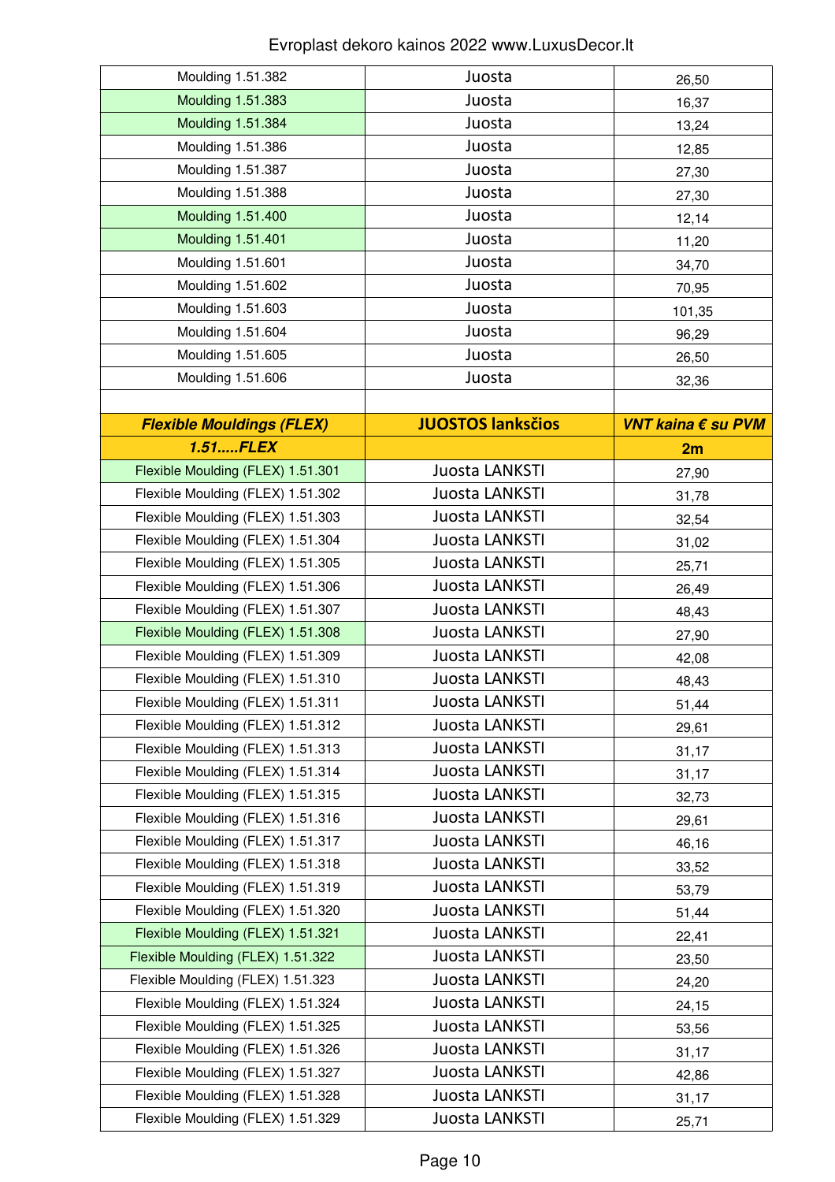| Moulding 1.51.382 | Juosta | 26,50 |
|---|---|---|
| Moulding 1.51.383 | Juosta | 16,37 |
| Moulding 1.51.384 | Juosta | 13,24 |
| Moulding 1.51.386 | Juosta | 12,85 |
| Moulding 1.51.387 | Juosta | 27,30 |
| Moulding 1.51.388 | Juosta | 27,30 |
| Moulding 1.51.400 | Juosta | 12,14 |
| Moulding 1.51.401 | Juosta | 11,20 |
| Moulding 1.51.601 | Juosta | 34,70 |
| Moulding 1.51.602 | Juosta | 70,95 |
| Moulding 1.51.603 | Juosta | 101,35 |
| Moulding 1.51.604 | Juosta | 96,29 |
| Moulding 1.51.605 | Juosta | 26,50 |
| Moulding 1.51.606 | Juosta | 32,36 |
| | | |
| ***Flexible Mouldings (FLEX)*** | **JUOSTOS lanksčios** | ***VNT kaina € su PVM*** |
| ***1.51.....FLEX*** | | **2m** |
| Flexible Moulding (FLEX) 1.51.301 | Juosta LANKSTI | 27,90 |
| Flexible Moulding (FLEX) 1.51.302 | Juosta LANKSTI | 31,78 |
| Flexible Moulding (FLEX) 1.51.303 | Juosta LANKSTI | 32,54 |
| Flexible Moulding (FLEX) 1.51.304 | Juosta LANKSTI | 31,02 |
| Flexible Moulding (FLEX) 1.51.305 | Juosta LANKSTI | 25,71 |
| Flexible Moulding (FLEX) 1.51.306 | Juosta LANKSTI | 26,49 |
| Flexible Moulding (FLEX) 1.51.307 | Juosta LANKSTI | 48,43 |
| Flexible Moulding (FLEX) 1.51.308 | Juosta LANKSTI | 27,90 |
| Flexible Moulding (FLEX) 1.51.309 | Juosta LANKSTI | 42,08 |
| Flexible Moulding (FLEX) 1.51.310 | Juosta LANKSTI | 48,43 |
| Flexible Moulding (FLEX) 1.51.311 | Juosta LANKSTI | 51,44 |
| Flexible Moulding (FLEX) 1.51.312 | Juosta LANKSTI | 29,61 |
| Flexible Moulding (FLEX) 1.51.313 | Juosta LANKSTI | 31,17 |
| Flexible Moulding (FLEX) 1.51.314 | Juosta LANKSTI | 31,17 |
| Flexible Moulding (FLEX) 1.51.315 | Juosta LANKSTI | 32,73 |
| Flexible Moulding (FLEX) 1.51.316 | Juosta LANKSTI | 29,61 |
| Flexible Moulding (FLEX) 1.51.317 | Juosta LANKSTI | 46,16 |
| Flexible Moulding (FLEX) 1.51.318 | Juosta LANKSTI | 33,52 |
| Flexible Moulding (FLEX) 1.51.319 | Juosta LANKSTI | 53,79 |
| Flexible Moulding (FLEX) 1.51.320 | Juosta LANKSTI | 51,44 |
| Flexible Moulding (FLEX) 1.51.321 | Juosta LANKSTI | 22,41 |
| Flexible Moulding (FLEX) 1.51.322 | Juosta LANKSTI | 23,50 |
| Flexible Moulding (FLEX) 1.51.323 | Juosta LANKSTI | 24,20 |
| Flexible Moulding (FLEX) 1.51.324 | Juosta LANKSTI | 24,15 |
| Flexible Moulding (FLEX) 1.51.325 | Juosta LANKSTI | 53,56 |
| Flexible Moulding (FLEX) 1.51.326 | Juosta LANKSTI | 31,17 |
| Flexible Moulding (FLEX) 1.51.327 | Juosta LANKSTI | 42,86 |
| Flexible Moulding (FLEX) 1.51.328 | Juosta LANKSTI | 31,17 |
| Flexible Moulding (FLEX) 1.51.329 | Juosta LANKSTI | 25,71 |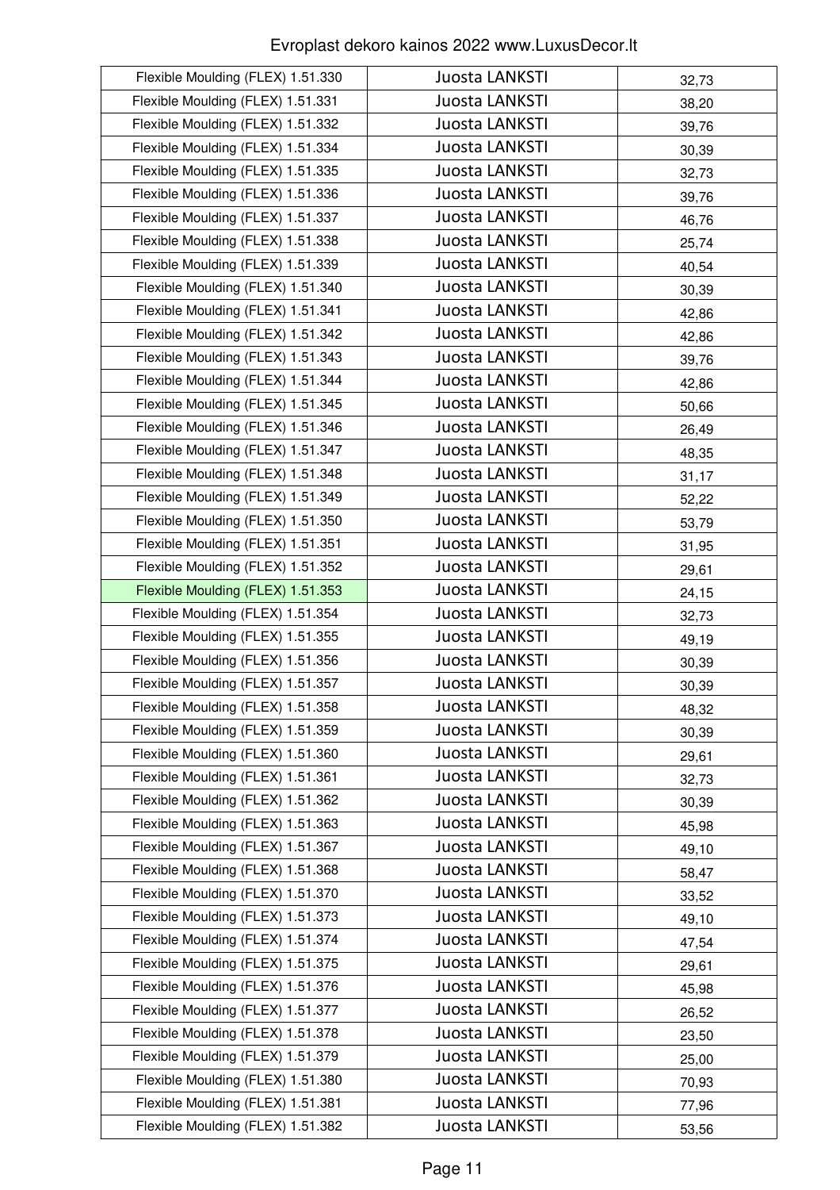Evroplast dekoro kainos 2022 www.LuxusDecor.lt

| | | |
|---|---|---|
| Flexible Moulding (FLEX) 1.51.330 | Juosta LANKSTI | 32,73 |
| Flexible Moulding (FLEX) 1.51.331 | Juosta LANKSTI | 38,20 |
| Flexible Moulding (FLEX) 1.51.332 | Juosta LANKSTI | 39,76 |
| Flexible Moulding (FLEX) 1.51.334 | Juosta LANKSTI | 30,39 |
| Flexible Moulding (FLEX) 1.51.335 | Juosta LANKSTI | 32,73 |
| Flexible Moulding (FLEX) 1.51.336 | Juosta LANKSTI | 39,76 |
| Flexible Moulding (FLEX) 1.51.337 | Juosta LANKSTI | 46,76 |
| Flexible Moulding (FLEX) 1.51.338 | Juosta LANKSTI | 25,74 |
| Flexible Moulding (FLEX) 1.51.339 | Juosta LANKSTI | 40,54 |
| Flexible Moulding (FLEX) 1.51.340 | Juosta LANKSTI | 30,39 |
| Flexible Moulding (FLEX) 1.51.341 | Juosta LANKSTI | 42,86 |
| Flexible Moulding (FLEX) 1.51.342 | Juosta LANKSTI | 42,86 |
| Flexible Moulding (FLEX) 1.51.343 | Juosta LANKSTI | 39,76 |
| Flexible Moulding (FLEX) 1.51.344 | Juosta LANKSTI | 42,86 |
| Flexible Moulding (FLEX) 1.51.345 | Juosta LANKSTI | 50,66 |
| Flexible Moulding (FLEX) 1.51.346 | Juosta LANKSTI | 26,49 |
| Flexible Moulding (FLEX) 1.51.347 | Juosta LANKSTI | 48,35 |
| Flexible Moulding (FLEX) 1.51.348 | Juosta LANKSTI | 31,17 |
| Flexible Moulding (FLEX) 1.51.349 | Juosta LANKSTI | 52,22 |
| Flexible Moulding (FLEX) 1.51.350 | Juosta LANKSTI | 53,79 |
| Flexible Moulding (FLEX) 1.51.351 | Juosta LANKSTI | 31,95 |
| Flexible Moulding (FLEX) 1.51.352 | Juosta LANKSTI | 29,61 |
| Flexible Moulding (FLEX) 1.51.353 | Juosta LANKSTI | 24,15 |
| Flexible Moulding (FLEX) 1.51.354 | Juosta LANKSTI | 32,73 |
| Flexible Moulding (FLEX) 1.51.355 | Juosta LANKSTI | 49,19 |
| Flexible Moulding (FLEX) 1.51.356 | Juosta LANKSTI | 30,39 |
| Flexible Moulding (FLEX) 1.51.357 | Juosta LANKSTI | 30,39 |
| Flexible Moulding (FLEX) 1.51.358 | Juosta LANKSTI | 48,32 |
| Flexible Moulding (FLEX) 1.51.359 | Juosta LANKSTI | 30,39 |
| Flexible Moulding (FLEX) 1.51.360 | Juosta LANKSTI | 29,61 |
| Flexible Moulding (FLEX) 1.51.361 | Juosta LANKSTI | 32,73 |
| Flexible Moulding (FLEX) 1.51.362 | Juosta LANKSTI | 30,39 |
| Flexible Moulding (FLEX) 1.51.363 | Juosta LANKSTI | 45,98 |
| Flexible Moulding (FLEX) 1.51.367 | Juosta LANKSTI | 49,10 |
| Flexible Moulding (FLEX) 1.51.368 | Juosta LANKSTI | 58,47 |
| Flexible Moulding (FLEX) 1.51.370 | Juosta LANKSTI | 33,52 |
| Flexible Moulding (FLEX) 1.51.373 | Juosta LANKSTI | 49,10 |
| Flexible Moulding (FLEX) 1.51.374 | Juosta LANKSTI | 47,54 |
| Flexible Moulding (FLEX) 1.51.375 | Juosta LANKSTI | 29,61 |
| Flexible Moulding (FLEX) 1.51.376 | Juosta LANKSTI | 45,98 |
| Flexible Moulding (FLEX) 1.51.377 | Juosta LANKSTI | 26,52 |
| Flexible Moulding (FLEX) 1.51.378 | Juosta LANKSTI | 23,50 |
| Flexible Moulding (FLEX) 1.51.379 | Juosta LANKSTI | 25,00 |
| Flexible Moulding (FLEX) 1.51.380 | Juosta LANKSTI | 70,93 |
| Flexible Moulding (FLEX) 1.51.381 | Juosta LANKSTI | 77,96 |
| Flexible Moulding (FLEX) 1.51.382 | Juosta LANKSTI | 53,56 |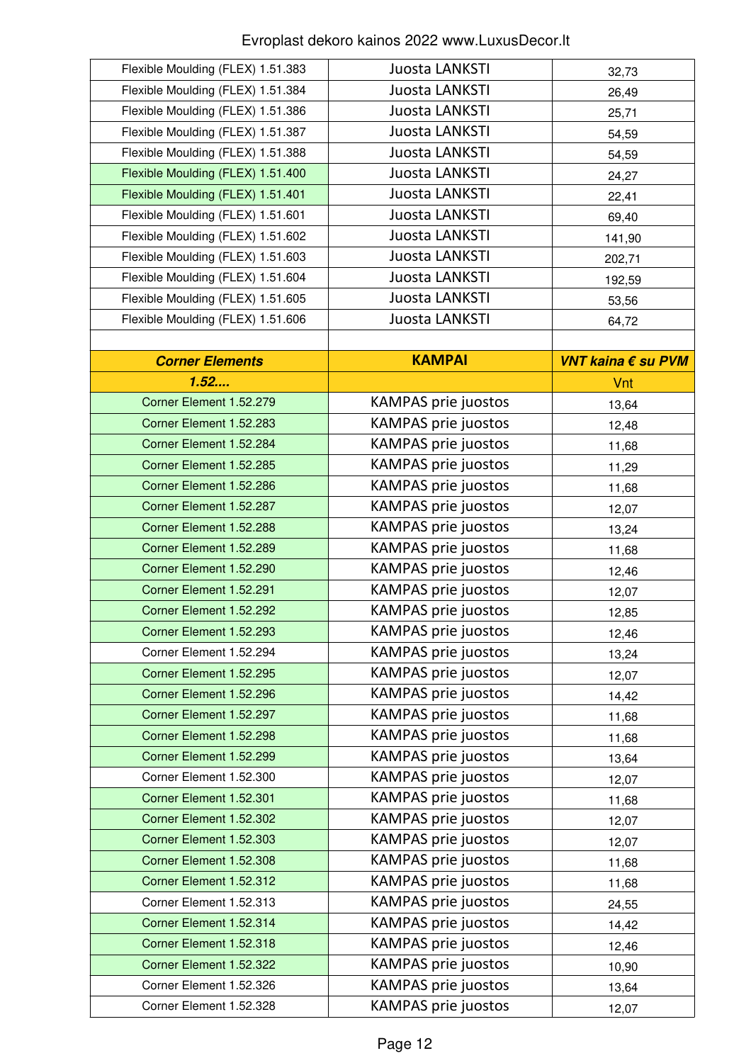| | | |
|---|---|---|
| Flexible Moulding (FLEX) 1.51.383 | Juosta LANKSTI | 32,73 |
| Flexible Moulding (FLEX) 1.51.384 | Juosta LANKSTI | 26,49 |
| Flexible Moulding (FLEX) 1.51.386 | Juosta LANKSTI | 25,71 |
| Flexible Moulding (FLEX) 1.51.387 | Juosta LANKSTI | 54,59 |
| Flexible Moulding (FLEX) 1.51.388 | Juosta LANKSTI | 54,59 |
| Flexible Moulding (FLEX) 1.51.400 | Juosta LANKSTI | 24,27 |
| Flexible Moulding (FLEX) 1.51.401 | Juosta LANKSTI | 22,41 |
| Flexible Moulding (FLEX) 1.51.601 | Juosta LANKSTI | 69,40 |
| Flexible Moulding (FLEX) 1.51.602 | Juosta LANKSTI | 141,90 |
| Flexible Moulding (FLEX) 1.51.603 | Juosta LANKSTI | 202,71 |
| Flexible Moulding (FLEX) 1.51.604 | Juosta LANKSTI | 192,59 |
| Flexible Moulding (FLEX) 1.51.605 | Juosta LANKSTI | 53,56 |
| Flexible Moulding (FLEX) 1.51.606 | Juosta LANKSTI | 64,72 |
| | | |
| ***Corner Elements*** | **KAMPAI** | ***VNT kaina € su PVM*** |
| ***1.52....*** | | Vnt |
| Corner Element 1.52.279 | KAMPAS prie juostos | 13,64 |
| Corner Element 1.52.283 | KAMPAS prie juostos | 12,48 |
| Corner Element 1.52.284 | KAMPAS prie juostos | 11,68 |
| Corner Element 1.52.285 | KAMPAS prie juostos | 11,29 |
| Corner Element 1.52.286 | KAMPAS prie juostos | 11,68 |
| Corner Element 1.52.287 | KAMPAS prie juostos | 12,07 |
| Corner Element 1.52.288 | KAMPAS prie juostos | 13,24 |
| Corner Element 1.52.289 | KAMPAS prie juostos | 11,68 |
| Corner Element 1.52.290 | KAMPAS prie juostos | 12,46 |
| Corner Element 1.52.291 | KAMPAS prie juostos | 12,07 |
| Corner Element 1.52.292 | KAMPAS prie juostos | 12,85 |
| Corner Element 1.52.293 | KAMPAS prie juostos | 12,46 |
| Corner Element 1.52.294 | KAMPAS prie juostos | 13,24 |
| Corner Element 1.52.295 | KAMPAS prie juostos | 12,07 |
| Corner Element 1.52.296 | KAMPAS prie juostos | 14,42 |
| Corner Element 1.52.297 | KAMPAS prie juostos | 11,68 |
| Corner Element 1.52.298 | KAMPAS prie juostos | 11,68 |
| Corner Element 1.52.299 | KAMPAS prie juostos | 13,64 |
| Corner Element 1.52.300 | KAMPAS prie juostos | 12,07 |
| Corner Element 1.52.301 | KAMPAS prie juostos | 11,68 |
| Corner Element 1.52.302 | KAMPAS prie juostos | 12,07 |
| Corner Element 1.52.303 | KAMPAS prie juostos | 12,07 |
| Corner Element 1.52.308 | KAMPAS prie juostos | 11,68 |
| Corner Element 1.52.312 | KAMPAS prie juostos | 11,68 |
| Corner Element 1.52.313 | KAMPAS prie juostos | 24,55 |
| Corner Element 1.52.314 | KAMPAS prie juostos | 14,42 |
| Corner Element 1.52.318 | KAMPAS prie juostos | 12,46 |
| Corner Element 1.52.322 | KAMPAS prie juostos | 10,90 |
| Corner Element 1.52.326 | KAMPAS prie juostos | 13,64 |
| Corner Element 1.52.328 | KAMPAS prie juostos | 12,07 |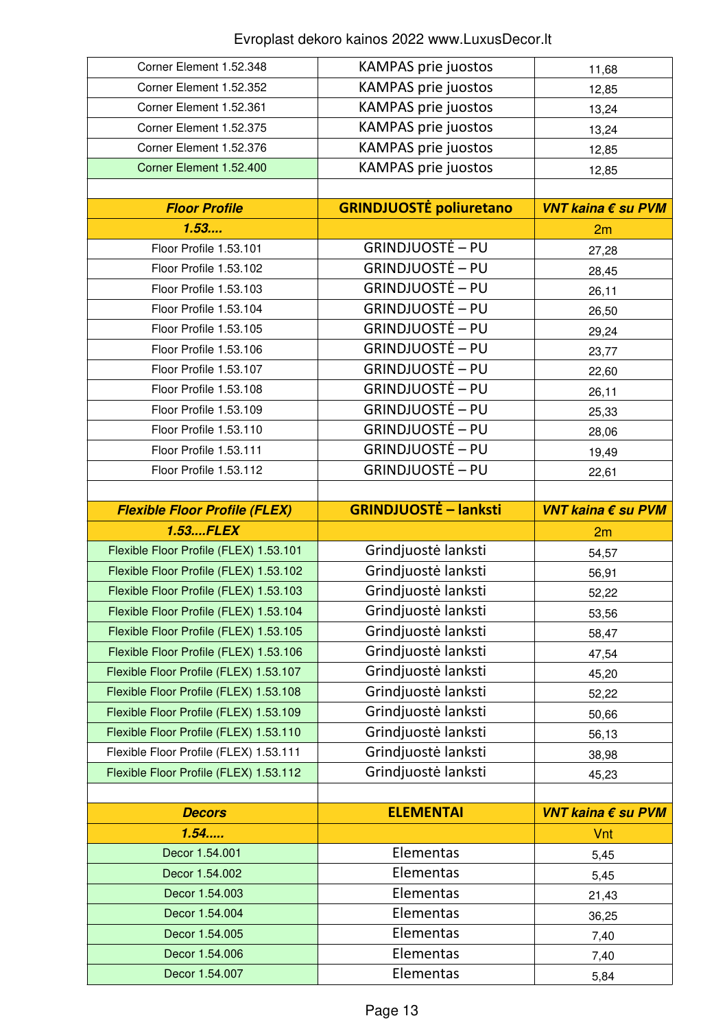| Corner Element 1.52.348 | KAMPAS prie juostos | 11,68 |
|---|---|---|
| Corner Element 1.52.352 | KAMPAS prie juostos | 12,85 |
| Corner Element 1.52.361 | KAMPAS prie juostos | 13,24 |
| Corner Element 1.52.375 | KAMPAS prie juostos | 13,24 |
| Corner Element 1.52.376 | KAMPAS prie juostos | 12,85 |
| Corner Element 1.52.400 | KAMPAS prie juostos | 12,85 |
| | | |
| ***Floor Profile*** | **GRINDJUOSTĖ poliuretano** | ***VNT kaina € su PVM*** |
| ***1.53....*** | | 2m |
| Floor Profile 1.53.101 | GRINDJUOSTĖ – PU | 27,28 |
| Floor Profile 1.53.102 | GRINDJUOSTĖ – PU | 28,45 |
| Floor Profile 1.53.103 | GRINDJUOSTĖ – PU | 26,11 |
| Floor Profile 1.53.104 | GRINDJUOSTĖ – PU | 26,50 |
| Floor Profile 1.53.105 | GRINDJUOSTĖ – PU | 29,24 |
| Floor Profile 1.53.106 | GRINDJUOSTĖ – PU | 23,77 |
| Floor Profile 1.53.107 | GRINDJUOSTĖ – PU | 22,60 |
| Floor Profile 1.53.108 | GRINDJUOSTĖ – PU | 26,11 |
| Floor Profile 1.53.109 | GRINDJUOSTĖ – PU | 25,33 |
| Floor Profile 1.53.110 | GRINDJUOSTĖ – PU | 28,06 |
| Floor Profile 1.53.111 | GRINDJUOSTĖ – PU | 19,49 |
| Floor Profile 1.53.112 | GRINDJUOSTĖ – PU | 22,61 |
| | | |
| ***Flexible Floor Profile (FLEX)*** | **GRINDJUOSTĖ – lanksti** | ***VNT kaina € su PVM*** |
| ***1.53....FLEX*** | | 2m |
| Flexible Floor Profile (FLEX) 1.53.101 | Grindjuostė lanksti | 54,57 |
| Flexible Floor Profile (FLEX) 1.53.102 | Grindjuostė lanksti | 56,91 |
| Flexible Floor Profile (FLEX) 1.53.103 | Grindjuostė lanksti | 52,22 |
| Flexible Floor Profile (FLEX) 1.53.104 | Grindjuostė lanksti | 53,56 |
| Flexible Floor Profile (FLEX) 1.53.105 | Grindjuostė lanksti | 58,47 |
| Flexible Floor Profile (FLEX) 1.53.106 | Grindjuostė lanksti | 47,54 |
| Flexible Floor Profile (FLEX) 1.53.107 | Grindjuostė lanksti | 45,20 |
| Flexible Floor Profile (FLEX) 1.53.108 | Grindjuostė lanksti | 52,22 |
| Flexible Floor Profile (FLEX) 1.53.109 | Grindjuostė lanksti | 50,66 |
| Flexible Floor Profile (FLEX) 1.53.110 | Grindjuostė lanksti | 56,13 |
| Flexible Floor Profile (FLEX) 1.53.111 | Grindjuostė lanksti | 38,98 |
| Flexible Floor Profile (FLEX) 1.53.112 | Grindjuostė lanksti | 45,23 |
| | | |
| ***Decors*** | **ELEMENTAI** | ***VNT kaina € su PVM*** |
| ***1.54.....*** | | Vnt |
| Decor 1.54.001 | Elementas | 5,45 |
| Decor 1.54.002 | Elementas | 5,45 |
| Decor 1.54.003 | Elementas | 21,43 |
| Decor 1.54.004 | Elementas | 36,25 |
| Decor 1.54.005 | Elementas | 7,40 |
| Decor 1.54.006 | Elementas | 7,40 |
| Decor 1.54.007 | Elementas | 5,84 |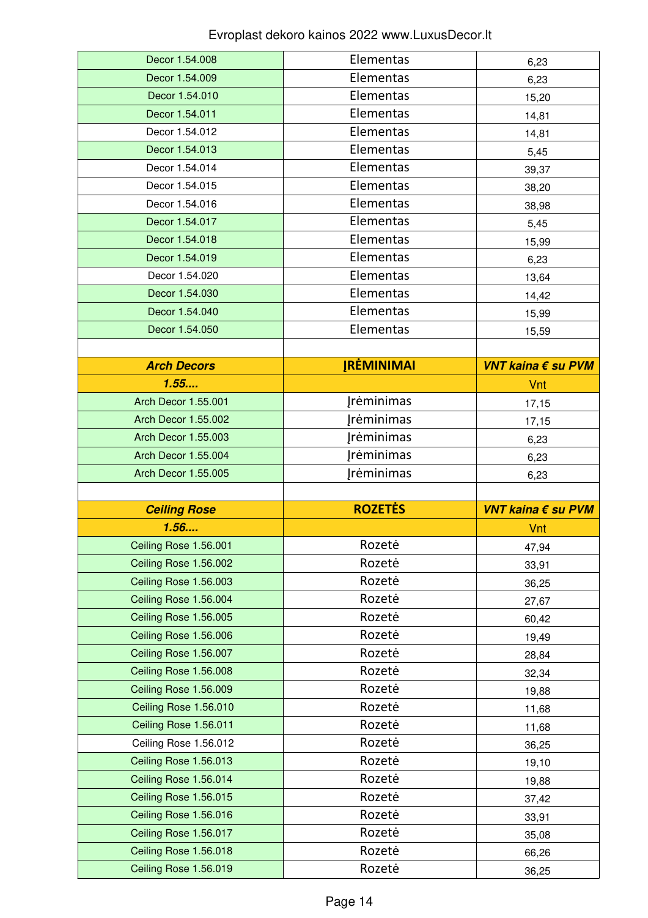| | | |
|---|---|---|
| Decor 1.54.008 | Elementas | 6,23 |
| Decor 1.54.009 | Elementas | 6,23 |
| Decor 1.54.010 | Elementas | 15,20 |
| Decor 1.54.011 | Elementas | 14,81 |
| Decor 1.54.012 | Elementas | 14,81 |
| Decor 1.54.013 | Elementas | 5,45 |
| Decor 1.54.014 | Elementas | 39,37 |
| Decor 1.54.015 | Elementas | 38,20 |
| Decor 1.54.016 | Elementas | 38,98 |
| Decor 1.54.017 | Elementas | 5,45 |
| Decor 1.54.018 | Elementas | 15,99 |
| Decor 1.54.019 | Elementas | 6,23 |
| Decor 1.54.020 | Elementas | 13,64 |
| Decor 1.54.030 | Elementas | 14,42 |
| Decor 1.54.040 | Elementas | 15,99 |
| Decor 1.54.050 | Elementas | 15,59 |
| | | |
| ***Arch Decors*** | **ĮRĖMINIMAI** | ***VNT kaina € su PVM*** |
| ***1.55....*** | | Vnt |
| Arch Decor 1.55.001 | Įrėminimas | 17,15 |
| Arch Decor 1.55.002 | Įrėminimas | 17,15 |
| Arch Decor 1.55.003 | Įrėminimas | 6,23 |
| Arch Decor 1.55.004 | Įrėminimas | 6,23 |
| Arch Decor 1.55.005 | Įrėminimas | 6,23 |
| | | |
| ***Ceiling Rose*** | **ROZETĖS** | ***VNT kaina € su PVM*** |
| ***1.56....*** | | Vnt |
| Ceiling Rose 1.56.001 | Rozetė | 47,94 |
| Ceiling Rose 1.56.002 | Rozetė | 33,91 |
| Ceiling Rose 1.56.003 | Rozetė | 36,25 |
| Ceiling Rose 1.56.004 | Rozetė | 27,67 |
| Ceiling Rose 1.56.005 | Rozetė | 60,42 |
| Ceiling Rose 1.56.006 | Rozetė | 19,49 |
| Ceiling Rose 1.56.007 | Rozetė | 28,84 |
| Ceiling Rose 1.56.008 | Rozetė | 32,34 |
| Ceiling Rose 1.56.009 | Rozetė | 19,88 |
| Ceiling Rose 1.56.010 | Rozetė | 11,68 |
| Ceiling Rose 1.56.011 | Rozetė | 11,68 |
| Ceiling Rose 1.56.012 | Rozetė | 36,25 |
| Ceiling Rose 1.56.013 | Rozetė | 19,10 |
| Ceiling Rose 1.56.014 | Rozetė | 19,88 |
| Ceiling Rose 1.56.015 | Rozetė | 37,42 |
| Ceiling Rose 1.56.016 | Rozetė | 33,91 |
| Ceiling Rose 1.56.017 | Rozetė | 35,08 |
| Ceiling Rose 1.56.018 | Rozetė | 66,26 |
| Ceiling Rose 1.56.019 | Rozetė | 36,25 |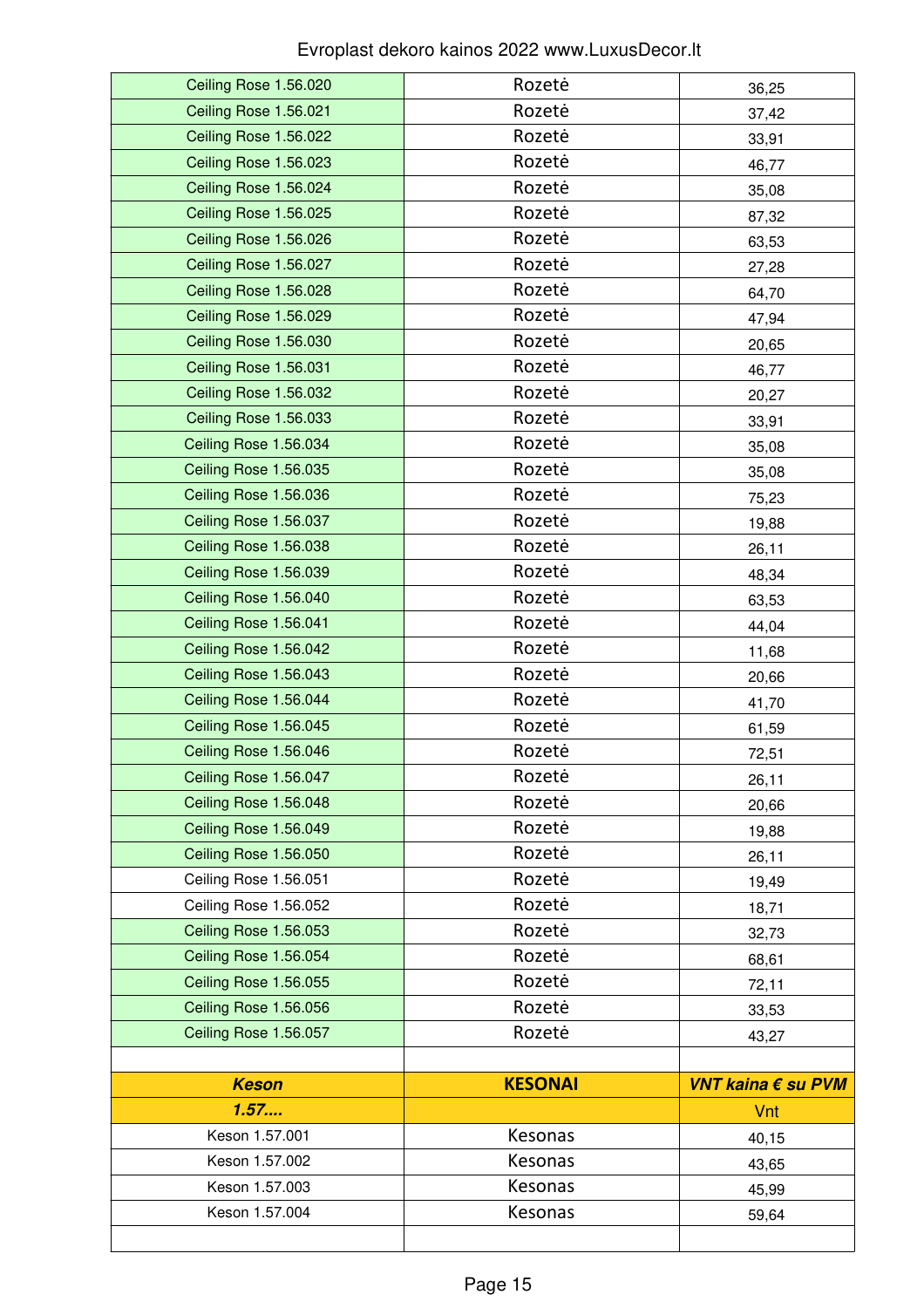Evroplast dekoro kainos 2022 www.LuxusDecor.lt

| | | |
|---|---|---|
| Ceiling Rose 1.56.020 | Rozetė | 36,25 |
| Ceiling Rose 1.56.021 | Rozetė | 37,42 |
| Ceiling Rose 1.56.022 | Rozetė | 33,91 |
| Ceiling Rose 1.56.023 | Rozetė | 46,77 |
| Ceiling Rose 1.56.024 | Rozetė | 35,08 |
| Ceiling Rose 1.56.025 | Rozetė | 87,32 |
| Ceiling Rose 1.56.026 | Rozetė | 63,53 |
| Ceiling Rose 1.56.027 | Rozetė | 27,28 |
| Ceiling Rose 1.56.028 | Rozetė | 64,70 |
| Ceiling Rose 1.56.029 | Rozetė | 47,94 |
| Ceiling Rose 1.56.030 | Rozetė | 20,65 |
| Ceiling Rose 1.56.031 | Rozetė | 46,77 |
| Ceiling Rose 1.56.032 | Rozetė | 20,27 |
| Ceiling Rose 1.56.033 | Rozetė | 33,91 |
| Ceiling Rose 1.56.034 | Rozetė | 35,08 |
| Ceiling Rose 1.56.035 | Rozetė | 35,08 |
| Ceiling Rose 1.56.036 | Rozetė | 75,23 |
| Ceiling Rose 1.56.037 | Rozetė | 19,88 |
| Ceiling Rose 1.56.038 | Rozetė | 26,11 |
| Ceiling Rose 1.56.039 | Rozetė | 48,34 |
| Ceiling Rose 1.56.040 | Rozetė | 63,53 |
| Ceiling Rose 1.56.041 | Rozetė | 44,04 |
| Ceiling Rose 1.56.042 | Rozetė | 11,68 |
| Ceiling Rose 1.56.043 | Rozetė | 20,66 |
| Ceiling Rose 1.56.044 | Rozetė | 41,70 |
| Ceiling Rose 1.56.045 | Rozetė | 61,59 |
| Ceiling Rose 1.56.046 | Rozetė | 72,51 |
| Ceiling Rose 1.56.047 | Rozetė | 26,11 |
| Ceiling Rose 1.56.048 | Rozetė | 20,66 |
| Ceiling Rose 1.56.049 | Rozetė | 19,88 |
| Ceiling Rose 1.56.050 | Rozetė | 26,11 |
| Ceiling Rose 1.56.051 | Rozetė | 19,49 |
| Ceiling Rose 1.56.052 | Rozetė | 18,71 |
| Ceiling Rose 1.56.053 | Rozetė | 32,73 |
| Ceiling Rose 1.56.054 | Rozetė | 68,61 |
| Ceiling Rose 1.56.055 | Rozetė | 72,11 |
| Ceiling Rose 1.56.056 | Rozetė | 33,53 |
| Ceiling Rose 1.56.057 | Rozetė | 43,27 |
| | | |
| ***Keson*** | **KESONAI** | ***VNT kaina € su PVM*** |
| ***1.57....*** | | Vnt |
| Keson 1.57.001 | Kesonas | 40,15 |
| Keson 1.57.002 | Kesonas | 43,65 |
| Keson 1.57.003 | Kesonas | 45,99 |
| Keson 1.57.004 | Kesonas | 59,64 |
| | | |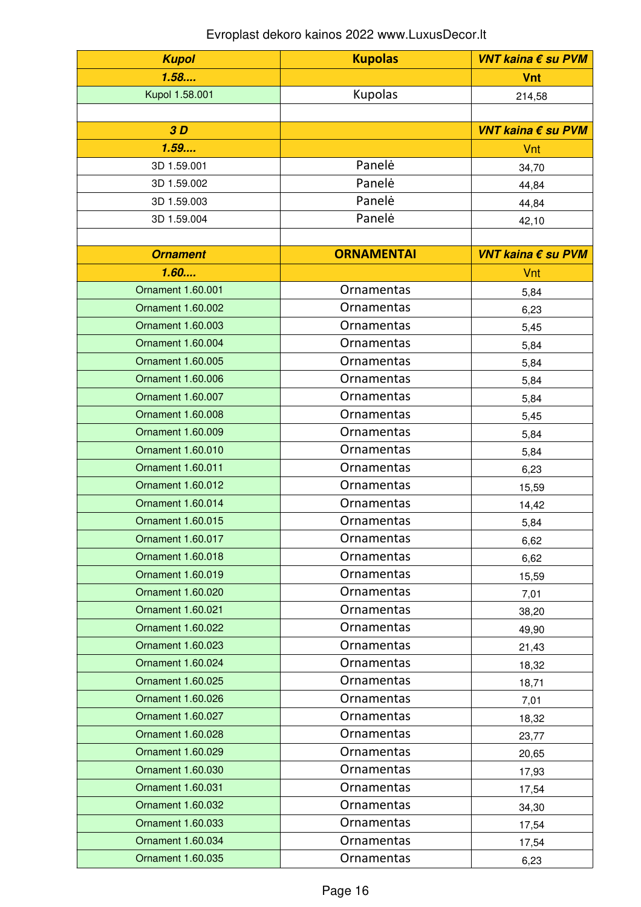Evroplast dekoro kainos 2022 www.LuxusDecor.lt

| ***Kupol*** | **Kupolas** | ***VNT kaina € su PVM*** |
|---|---|---|
| ***1.58....*** | | **Vnt** |
| Kupol 1.58.001 | Kupolas | 214,58 |
| | | |
| ***3 D*** | | ***VNT kaina € su PVM*** |
| ***1.59....*** | | Vnt |
| 3D 1.59.001 | Panelė | 34,70 |
| 3D 1.59.002 | Panelė | 44,84 |
| 3D 1.59.003 | Panelė | 44,84 |
| 3D 1.59.004 | Panelė | 42,10 |
| | | |
| ***Ornament*** | **ORNAMENTAI** | ***VNT kaina € su PVM*** |
| ***1.60....*** | | Vnt |
| Ornament 1.60.001 | Ornamentas | 5,84 |
| Ornament 1.60.002 | Ornamentas | 6,23 |
| Ornament 1.60.003 | Ornamentas | 5,45 |
| Ornament 1.60.004 | Ornamentas | 5,84 |
| Ornament 1.60.005 | Ornamentas | 5,84 |
| Ornament 1.60.006 | Ornamentas | 5,84 |
| Ornament 1.60.007 | Ornamentas | 5,84 |
| Ornament 1.60.008 | Ornamentas | 5,45 |
| Ornament 1.60.009 | Ornamentas | 5,84 |
| Ornament 1.60.010 | Ornamentas | 5,84 |
| Ornament 1.60.011 | Ornamentas | 6,23 |
| Ornament 1.60.012 | Ornamentas | 15,59 |
| Ornament 1.60.014 | Ornamentas | 14,42 |
| Ornament 1.60.015 | Ornamentas | 5,84 |
| Ornament 1.60.017 | Ornamentas | 6,62 |
| Ornament 1.60.018 | Ornamentas | 6,62 |
| Ornament 1.60.019 | Ornamentas | 15,59 |
| Ornament 1.60.020 | Ornamentas | 7,01 |
| Ornament 1.60.021 | Ornamentas | 38,20 |
| Ornament 1.60.022 | Ornamentas | 49,90 |
| Ornament 1.60.023 | Ornamentas | 21,43 |
| Ornament 1.60.024 | Ornamentas | 18,32 |
| Ornament 1.60.025 | Ornamentas | 18,71 |
| Ornament 1.60.026 | Ornamentas | 7,01 |
| Ornament 1.60.027 | Ornamentas | 18,32 |
| Ornament 1.60.028 | Ornamentas | 23,77 |
| Ornament 1.60.029 | Ornamentas | 20,65 |
| Ornament 1.60.030 | Ornamentas | 17,93 |
| Ornament 1.60.031 | Ornamentas | 17,54 |
| Ornament 1.60.032 | Ornamentas | 34,30 |
| Ornament 1.60.033 | Ornamentas | 17,54 |
| Ornament 1.60.034 | Ornamentas | 17,54 |
| Ornament 1.60.035 | Ornamentas | 6,23 |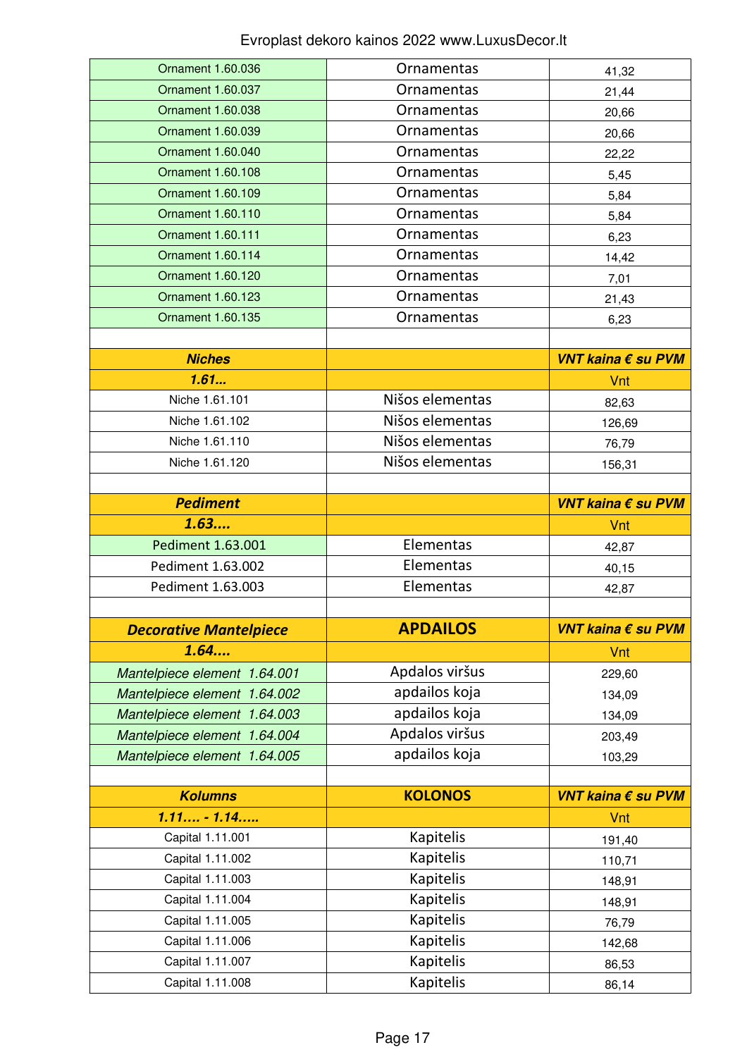Evroplast dekoro kainos 2022 www.LuxusDecor.lt

| | | |
|---|---|---|
| Ornament 1.60.036 | Ornamentas | 41,32 |
| Ornament 1.60.037 | Ornamentas | 21,44 |
| Ornament 1.60.038 | Ornamentas | 20,66 |
| Ornament 1.60.039 | Ornamentas | 20,66 |
| Ornament 1.60.040 | Ornamentas | 22,22 |
| Ornament 1.60.108 | Ornamentas | 5,45 |
| Ornament 1.60.109 | Ornamentas | 5,84 |
| Ornament 1.60.110 | Ornamentas | 5,84 |
| Ornament 1.60.111 | Ornamentas | 6,23 |
| Ornament 1.60.114 | Ornamentas | 14,42 |
| Ornament 1.60.120 | Ornamentas | 7,01 |
| Ornament 1.60.123 | Ornamentas | 21,43 |
| Ornament 1.60.135 | Ornamentas | 6,23 |
| | | |
| ***Niches*** | | ***VNT kaina € su PVM*** |
| ***1.61...*** | | Vnt |
| Niche 1.61.101 | Nišos elementas | 82,63 |
| Niche 1.61.102 | Nišos elementas | 126,69 |
| Niche 1.61.110 | Nišos elementas | 76,79 |
| Niche 1.61.120 | Nišos elementas | 156,31 |
| | | |
| ***Pediment*** | | ***VNT kaina € su PVM*** |
| ***1.63....*** | | Vnt |
| Pediment 1.63.001 | Elementas | 42,87 |
| Pediment 1.63.002 | Elementas | 40,15 |
| Pediment 1.63.003 | Elementas | 42,87 |
| | | |
| ***Decorative Mantelpiece*** | **APDAILOS** | ***VNT kaina € su PVM*** |
| ***1.64....*** | | Vnt |
| *Mantelpiece element 1.64.001* | Apdalos viršus | 229,60 |
| *Mantelpiece element 1.64.002* | apdailos koja | 134,09 |
| *Mantelpiece element 1.64.003* | apdailos koja | 134,09 |
| *Mantelpiece element 1.64.004* | Apdalos viršus | 203,49 |
| *Mantelpiece element 1.64.005* | apdailos koja | 103,29 |
| | | |
| ***Kolumns*** | **KOLONOS** | ***VNT kaina € su PVM*** |
| ***1.11.... - 1.14.....*** | | Vnt |
| Capital 1.11.001 | Kapitelis | 191,40 |
| Capital 1.11.002 | Kapitelis | 110,71 |
| Capital 1.11.003 | Kapitelis | 148,91 |
| Capital 1.11.004 | Kapitelis | 148,91 |
| Capital 1.11.005 | Kapitelis | 76,79 |
| Capital 1.11.006 | Kapitelis | 142,68 |
| Capital 1.11.007 | Kapitelis | 86,53 |
| Capital 1.11.008 | Kapitelis | 86,14 |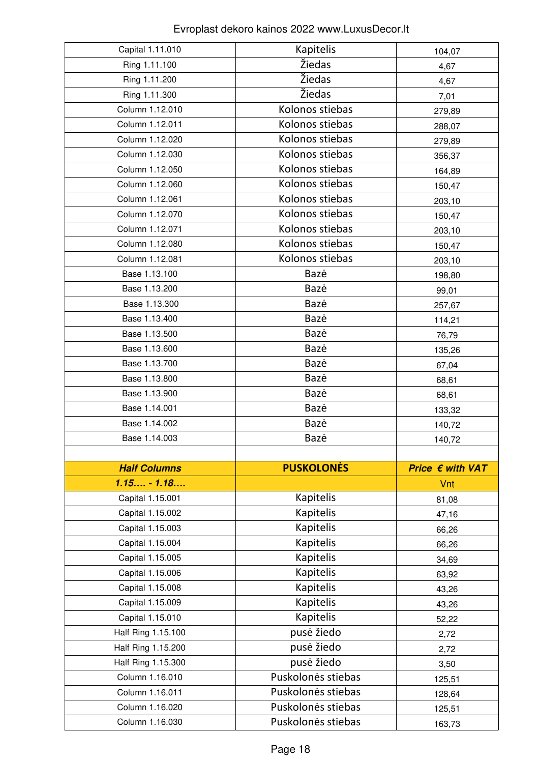Evroplast dekoro kainos 2022 www.LuxusDecor.lt

| | | |
|---|---|---|
| Capital 1.11.010 | Kapitelis | 104,07 |
| Ring 1.11.100 | Žiedas | 4,67 |
| Ring 1.11.200 | Žiedas | 4,67 |
| Ring 1.11.300 | Žiedas | 7,01 |
| Column 1.12.010 | Kolonos stiebas | 279,89 |
| Column 1.12.011 | Kolonos stiebas | 288,07 |
| Column 1.12.020 | Kolonos stiebas | 279,89 |
| Column 1.12.030 | Kolonos stiebas | 356,37 |
| Column 1.12.050 | Kolonos stiebas | 164,89 |
| Column 1.12.060 | Kolonos stiebas | 150,47 |
| Column 1.12.061 | Kolonos stiebas | 203,10 |
| Column 1.12.070 | Kolonos stiebas | 150,47 |
| Column 1.12.071 | Kolonos stiebas | 203,10 |
| Column 1.12.080 | Kolonos stiebas | 150,47 |
| Column 1.12.081 | Kolonos stiebas | 203,10 |
| Base 1.13.100 | Bazė | 198,80 |
| Base 1.13.200 | Bazė | 99,01 |
| Base 1.13.300 | Bazė | 257,67 |
| Base 1.13.400 | Bazė | 114,21 |
| Base 1.13.500 | Bazė | 76,79 |
| Base 1.13.600 | Bazė | 135,26 |
| Base 1.13.700 | Bazė | 67,04 |
| Base 1.13.800 | Bazė | 68,61 |
| Base 1.13.900 | Bazė | 68,61 |
| Base 1.14.001 | Bazė | 133,32 |
| Base 1.14.002 | Bazė | 140,72 |
| Base 1.14.003 | Bazė | 140,72 |
| | | |
| ***Half Columns*** | **PUSKOLONĖS** | ***Price € with VAT*** |
| ***1.15.... - 1.18....*** | | Vnt |
| Capital 1.15.001 | Kapitelis | 81,08 |
| Capital 1.15.002 | Kapitelis | 47,16 |
| Capital 1.15.003 | Kapitelis | 66,26 |
| Capital 1.15.004 | Kapitelis | 66,26 |
| Capital 1.15.005 | Kapitelis | 34,69 |
| Capital 1.15.006 | Kapitelis | 63,92 |
| Capital 1.15.008 | Kapitelis | 43,26 |
| Capital 1.15.009 | Kapitelis | 43,26 |
| Capital 1.15.010 | Kapitelis | 52,22 |
| Half Ring 1.15.100 | pusė žiedo | 2,72 |
| Half Ring 1.15.200 | pusė žiedo | 2,72 |
| Half Ring 1.15.300 | pusė žiedo | 3,50 |
| Column 1.16.010 | Puskolonės stiebas | 125,51 |
| Column 1.16.011 | Puskolonės stiebas | 128,64 |
| Column 1.16.020 | Puskolonės stiebas | 125,51 |
| Column 1.16.030 | Puskolonės stiebas | 163,73 |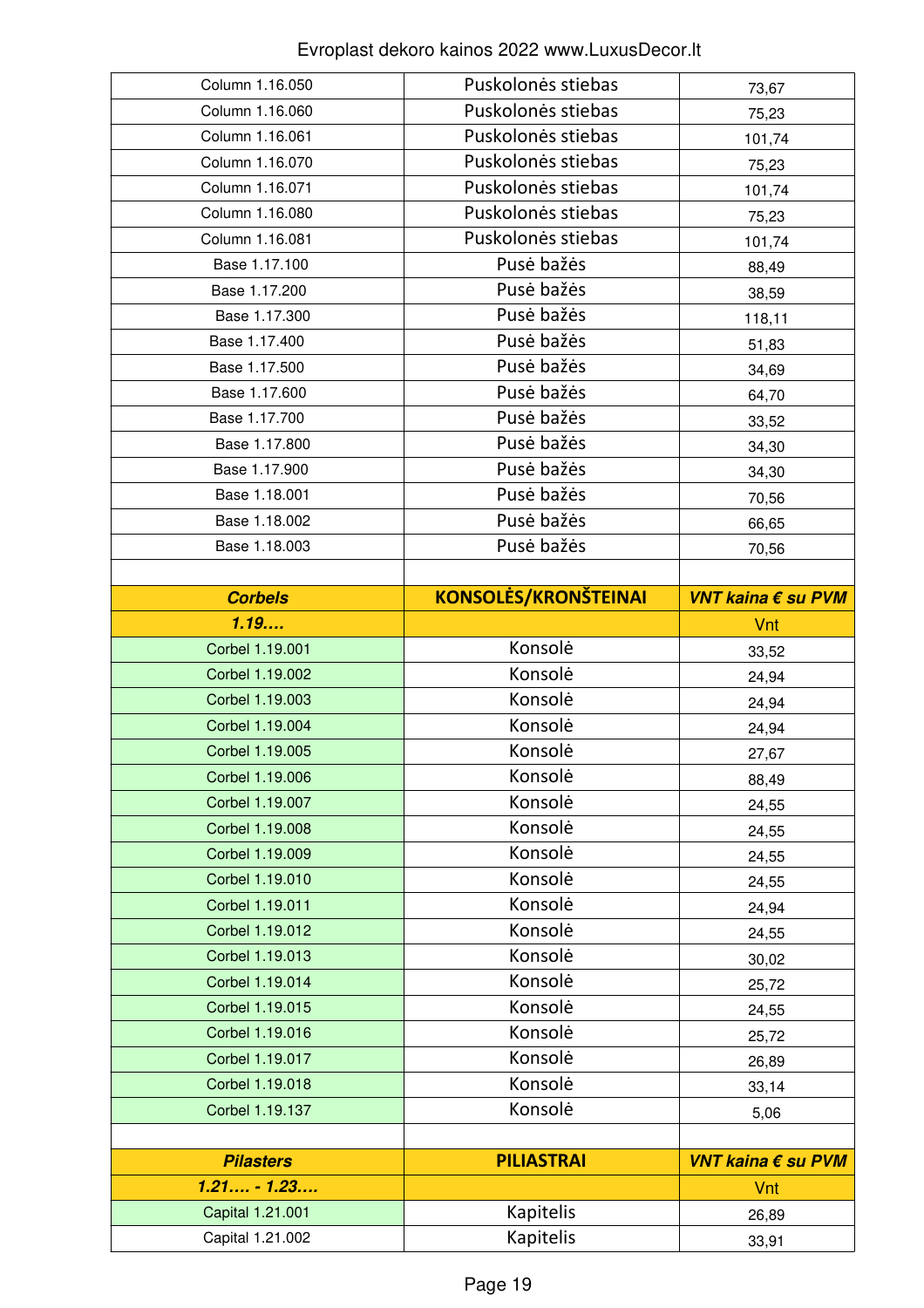Evroplast dekoro kainos 2022 www.LuxusDecor.lt

| | | |
|---|---|---|
| Column 1.16.050 | Puskolonės stiebas | 73,67 |
| Column 1.16.060 | Puskolonės stiebas | 75,23 |
| Column 1.16.061 | Puskolonės stiebas | 101,74 |
| Column 1.16.070 | Puskolonės stiebas | 75,23 |
| Column 1.16.071 | Puskolonės stiebas | 101,74 |
| Column 1.16.080 | Puskolonės stiebas | 75,23 |
| Column 1.16.081 | Puskolonės stiebas | 101,74 |
| Base 1.17.100 | Pusė bažės | 88,49 |
| Base 1.17.200 | Pusė bažės | 38,59 |
| Base 1.17.300 | Pusė bažės | 118,11 |
| Base 1.17.400 | Pusė bažės | 51,83 |
| Base 1.17.500 | Pusė bažės | 34,69 |
| Base 1.17.600 | Pusė bažės | 64,70 |
| Base 1.17.700 | Pusė bažės | 33,52 |
| Base 1.17.800 | Pusė bažės | 34,30 |
| Base 1.17.900 | Pusė bažės | 34,30 |
| Base 1.18.001 | Pusė bažės | 70,56 |
| Base 1.18.002 | Pusė bažės | 66,65 |
| Base 1.18.003 | Pusė bažės | 70,56 |
| | | |
| ***Corbels*** | **KONSOLĖS/KRONŠTEINAI** | ***VNT kaina € su PVM*** |
| ***1.19....*** | | Vnt |
| Corbel 1.19.001 | Konsolė | 33,52 |
| Corbel 1.19.002 | Konsolė | 24,94 |
| Corbel 1.19.003 | Konsolė | 24,94 |
| Corbel 1.19.004 | Konsolė | 24,94 |
| Corbel 1.19.005 | Konsolė | 27,67 |
| Corbel 1.19.006 | Konsolė | 88,49 |
| Corbel 1.19.007 | Konsolė | 24,55 |
| Corbel 1.19.008 | Konsolė | 24,55 |
| Corbel 1.19.009 | Konsolė | 24,55 |
| Corbel 1.19.010 | Konsolė | 24,55 |
| Corbel 1.19.011 | Konsolė | 24,94 |
| Corbel 1.19.012 | Konsolė | 24,55 |
| Corbel 1.19.013 | Konsolė | 30,02 |
| Corbel 1.19.014 | Konsolė | 25,72 |
| Corbel 1.19.015 | Konsolė | 24,55 |
| Corbel 1.19.016 | Konsolė | 25,72 |
| Corbel 1.19.017 | Konsolė | 26,89 |
| Corbel 1.19.018 | Konsolė | 33,14 |
| Corbel 1.19.137 | Konsolė | 5,06 |
| | | |
| ***Pilasters*** | **PILIASTRAI** | ***VNT kaina € su PVM*** |
| ***1.21.... - 1.23....*** | | Vnt |
| Capital 1.21.001 | Kapitelis | 26,89 |
| Capital 1.21.002 | Kapitelis | 33,91 |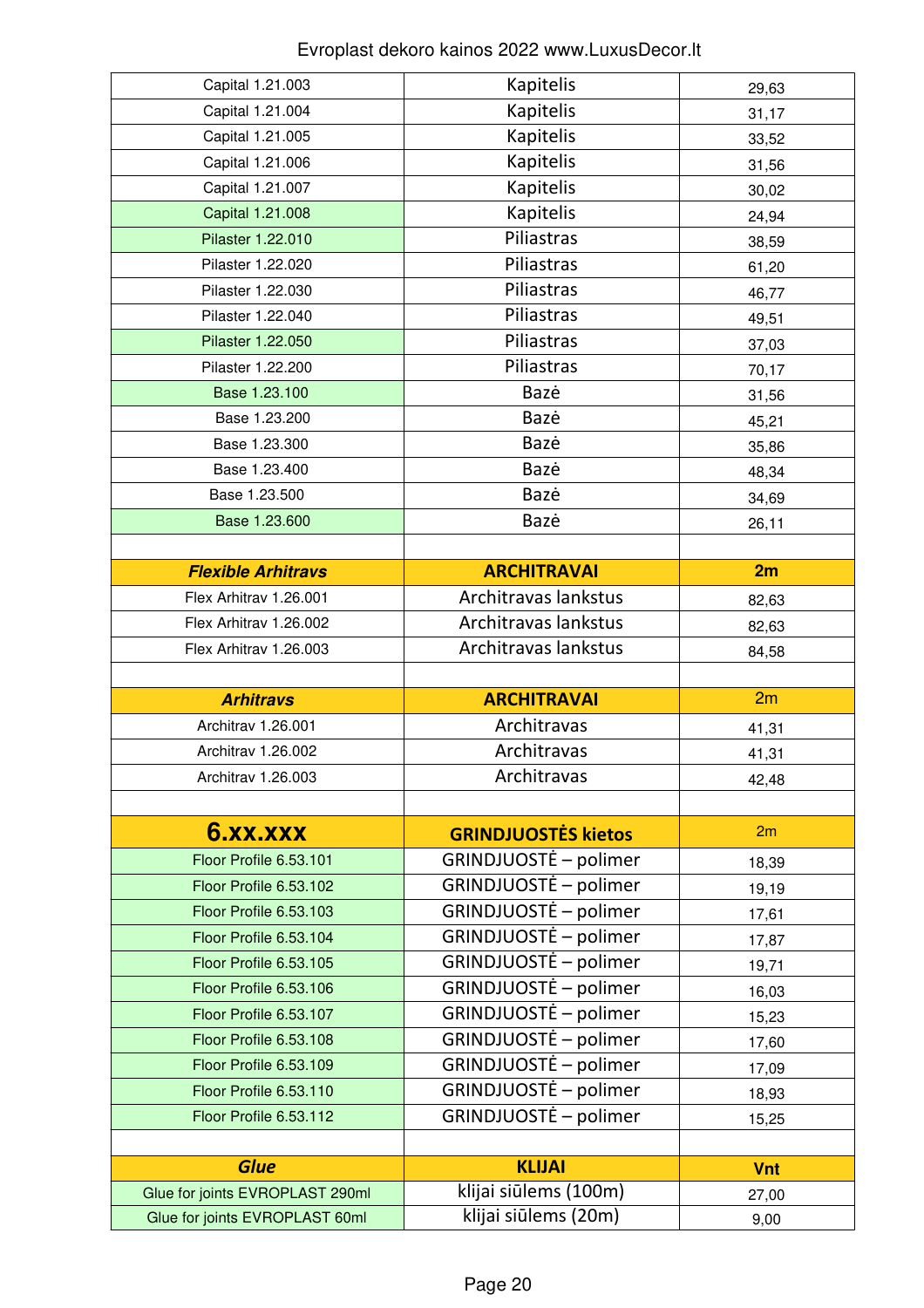Evroplast dekoro kainos 2022 www.LuxusDecor.lt

| | | |
|---|---|---|
| Capital 1.21.003 | Kapitelis | 29,63 |
| Capital 1.21.004 | Kapitelis | 31,17 |
| Capital 1.21.005 | Kapitelis | 33,52 |
| Capital 1.21.006 | Kapitelis | 31,56 |
| Capital 1.21.007 | Kapitelis | 30,02 |
| Capital 1.21.008 | Kapitelis | 24,94 |
| Pilaster 1.22.010 | Piliastras | 38,59 |
| Pilaster 1.22.020 | Piliastras | 61,20 |
| Pilaster 1.22.030 | Piliastras | 46,77 |
| Pilaster 1.22.040 | Piliastras | 49,51 |
| Pilaster 1.22.050 | Piliastras | 37,03 |
| Pilaster 1.22.200 | Piliastras | 70,17 |
| Base 1.23.100 | Bazė | 31,56 |
| Base 1.23.200 | Bazė | 45,21 |
| Base 1.23.300 | Bazė | 35,86 |
| Base 1.23.400 | Bazė | 48,34 |
| Base 1.23.500 | Bazė | 34,69 |
| Base 1.23.600 | Bazė | 26,11 |
| | | |
| ***Flexible Arhitravs*** | **ARCHITRAVAI** | **2m** |
| Flex Arhitrav 1.26.001 | Architravas lankstus | 82,63 |
| Flex Arhitrav 1.26.002 | Architravas lankstus | 82,63 |
| Flex Arhitrav 1.26.003 | Architravas lankstus | 84,58 |
| | | |
| ***Arhitravs*** | **ARCHITRAVAI** | 2m |
| Architrav 1.26.001 | Architravas | 41,31 |
| Architrav 1.26.002 | Architravas | 41,31 |
| Architrav 1.26.003 | Architravas | 42,48 |
| | | |
| **6.xx.xxx** | **GRINDJUOSTĖS kietos** | 2m |
| Floor Profile 6.53.101 | GRINDJUOSTĖ – polimer | 18,39 |
| Floor Profile 6.53.102 | GRINDJUOSTĖ – polimer | 19,19 |
| Floor Profile 6.53.103 | GRINDJUOSTĖ – polimer | 17,61 |
| Floor Profile 6.53.104 | GRINDJUOSTĖ – polimer | 17,87 |
| Floor Profile 6.53.105 | GRINDJUOSTĖ – polimer | 19,71 |
| Floor Profile 6.53.106 | GRINDJUOSTĖ – polimer | 16,03 |
| Floor Profile 6.53.107 | GRINDJUOSTĖ – polimer | 15,23 |
| Floor Profile 6.53.108 | GRINDJUOSTĖ – polimer | 17,60 |
| Floor Profile 6.53.109 | GRINDJUOSTĖ – polimer | 17,09 |
| Floor Profile 6.53.110 | GRINDJUOSTĖ – polimer | 18,93 |
| Floor Profile 6.53.112 | GRINDJUOSTĖ – polimer | 15,25 |
| | | |
| ***Glue*** | **KLIJAI** | **Vnt** |
| Glue for joints EVROPLAST 290ml | klijai siūlems (100m) | 27,00 |
| Glue for joints EVROPLAST 60ml | klijai siūlems (20m) | 9,00 |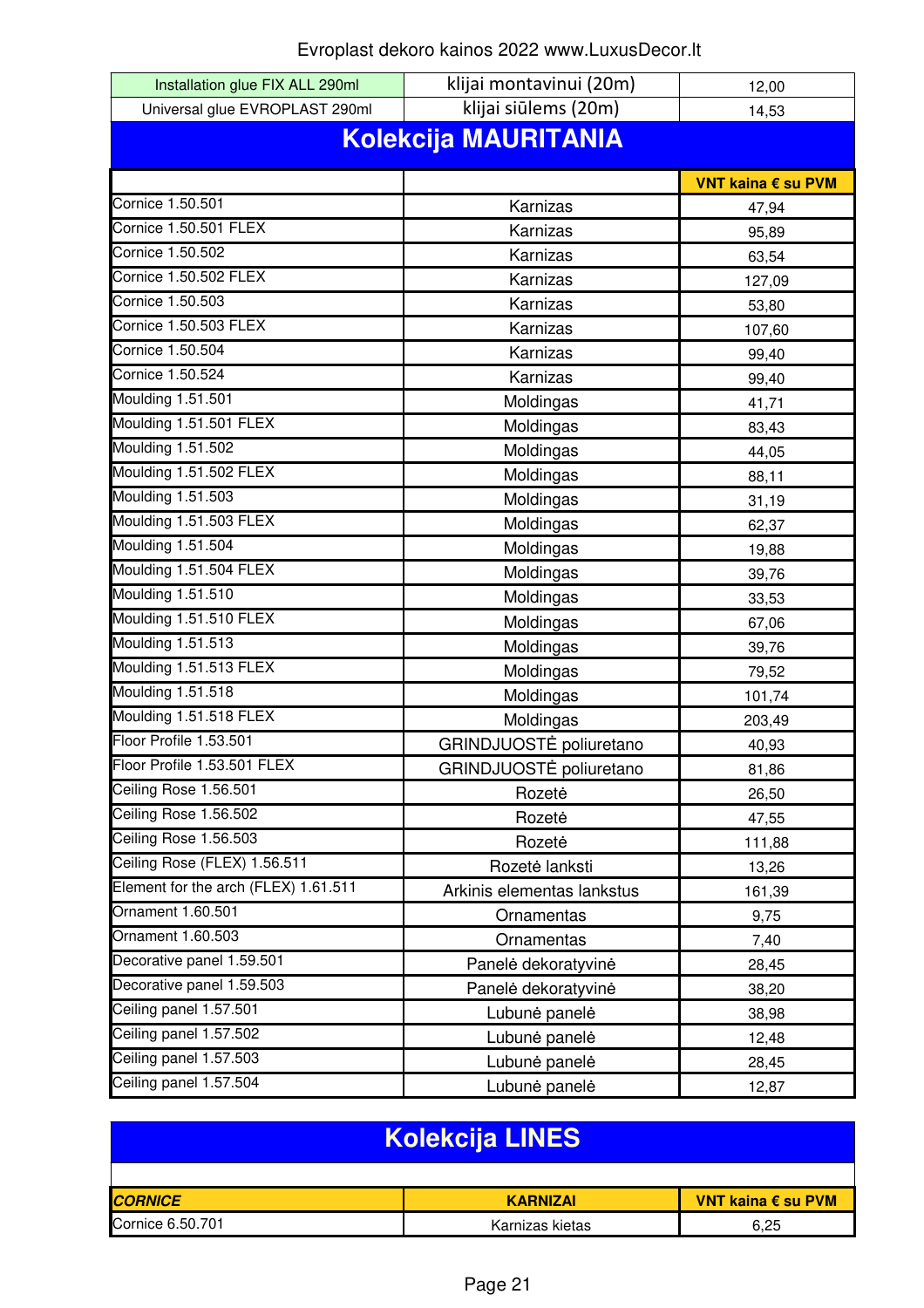Evroplast dekoro kainos 2022 www.LuxusDecor.lt

| | | |
|---|---|---|
| Installation glue FIX ALL 290ml | klijai montavinui (20m) | 12,00 |
| Universal glue EVROPLAST 290ml | klijai siūlems (20m) | 14,53 |

## Kolekcija MAURITANIA

| | | VNT kaina € su PVM |
|---|---|---|
| Cornice 1.50.501 | Karnizas | 47,94 |
| Cornice 1.50.501 FLEX | Karnizas | 95,89 |
| Cornice 1.50.502 | Karnizas | 63,54 |
| Cornice 1.50.502 FLEX | Karnizas | 127,09 |
| Cornice 1.50.503 | Karnizas | 53,80 |
| Cornice 1.50.503 FLEX | Karnizas | 107,60 |
| Cornice 1.50.504 | Karnizas | 99,40 |
| Cornice 1.50.524 | Karnizas | 99,40 |
| Moulding 1.51.501 | Moldingas | 41,71 |
| Moulding 1.51.501 FLEX | Moldingas | 83,43 |
| Moulding 1.51.502 | Moldingas | 44,05 |
| Moulding 1.51.502 FLEX | Moldingas | 88,11 |
| Moulding 1.51.503 | Moldingas | 31,19 |
| Moulding 1.51.503 FLEX | Moldingas | 62,37 |
| Moulding 1.51.504 | Moldingas | 19,88 |
| Moulding 1.51.504 FLEX | Moldingas | 39,76 |
| Moulding 1.51.510 | Moldingas | 33,53 |
| Moulding 1.51.510 FLEX | Moldingas | 67,06 |
| Moulding 1.51.513 | Moldingas | 39,76 |
| Moulding 1.51.513 FLEX | Moldingas | 79,52 |
| Moulding 1.51.518 | Moldingas | 101,74 |
| Moulding 1.51.518 FLEX | Moldingas | 203,49 |
| Floor Profile 1.53.501 | GRINDJUOSTĖ poliuretano | 40,93 |
| Floor Profile 1.53.501 FLEX | GRINDJUOSTĖ poliuretano | 81,86 |
| Ceiling Rose 1.56.501 | Rozetė | 26,50 |
| Ceiling Rose 1.56.502 | Rozetė | 47,55 |
| Ceiling Rose 1.56.503 | Rozetė | 111,88 |
| Ceiling Rose (FLEX) 1.56.511 | Rozetė lanksti | 13,26 |
| Element for the arch (FLEX) 1.61.511 | Arkinis elementas lankstus | 161,39 |
| Ornament 1.60.501 | Ornamentas | 9,75 |
| Ornament 1.60.503 | Ornamentas | 7,40 |
| Decorative panel 1.59.501 | Panelė dekoratyvinė | 28,45 |
| Decorative panel 1.59.503 | Panelė dekoratyvinė | 38,20 |
| Ceiling panel 1.57.501 | Lubunė panelė | 38,98 |
| Ceiling panel 1.57.502 | Lubunė panelė | 12,48 |
| Ceiling panel 1.57.503 | Lubunė panelė | 28,45 |
| Ceiling panel 1.57.504 | Lubunė panelė | 12,87 |

## Kolekcija LINES

| *CORNICE* | KARNIZAI | VNT kaina € su PVM |
|---|---|---|
| Cornice 6.50.701 | Karnizas kietas | 6,25 |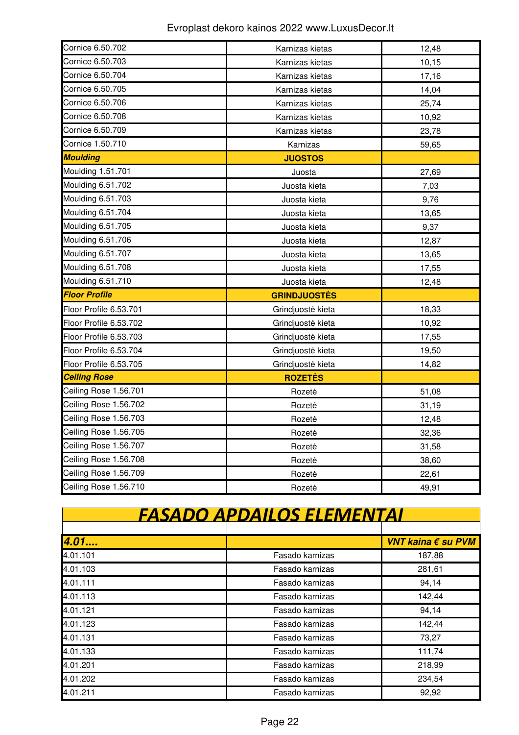| Cornice 6.50.702 | Karnizas kietas | 12,48 |
|---|---|---|
| Cornice 6.50.703 | Karnizas kietas | 10,15 |
| Cornice 6.50.704 | Karnizas kietas | 17,16 |
| Cornice 6.50.705 | Karnizas kietas | 14,04 |
| Cornice 6.50.706 | Karnizas kietas | 25,74 |
| Cornice 6.50.708 | Karnizas kietas | 10,92 |
| Cornice 6.50.709 | Karnizas kietas | 23,78 |
| Cornice 1.50.710 | Karnizas | 59,65 |
| ***Moulding*** | **JUOSTOS** | |
| Moulding 1.51.701 | Juosta | 27,69 |
| Moulding 6.51.702 | Juosta kieta | 7,03 |
| Moulding 6.51.703 | Juosta kieta | 9,76 |
| Moulding 6.51.704 | Juosta kieta | 13,65 |
| Moulding 6.51.705 | Juosta kieta | 9,37 |
| Moulding 6.51.706 | Juosta kieta | 12,87 |
| Moulding 6.51.707 | Juosta kieta | 13,65 |
| Moulding 6.51.708 | Juosta kieta | 17,55 |
| Moulding 6.51.710 | Juosta kieta | 12,48 |
| ***Floor Profile*** | **GRINDJUOSTĖS** | |
| Floor Profile 6.53.701 | Grindjuostė kieta | 18,33 |
| Floor Profile 6.53.702 | Grindjuostė kieta | 10,92 |
| Floor Profile 6.53.703 | Grindjuostė kieta | 17,55 |
| Floor Profile 6.53.704 | Grindjuostė kieta | 19,50 |
| Floor Profile 6.53.705 | Grindjuostė kieta | 14,82 |
| ***Ceiling Rose*** | **ROZETĖS** | |
| Ceiling Rose 1.56.701 | Rozetė | 51,08 |
| Ceiling Rose 1.56.702 | Rozetė | 31,19 |
| Ceiling Rose 1.56.703 | Rozetė | 12,48 |
| Ceiling Rose 1.56.705 | Rozetė | 32,36 |
| Ceiling Rose 1.56.707 | Rozetė | 31,58 |
| Ceiling Rose 1.56.708 | Rozetė | 38,60 |
| Ceiling Rose 1.56.709 | Rozetė | 22,61 |
| Ceiling Rose 1.56.710 | Rozetė | 49,91 |

# *FASADO APDAILOS ELEMENTAI*

| ***4.01....*** | | ***VNT kaina € su PVM*** |
|---|---|---|
| 4.01.101 | Fasado karnizas | 187,88 |
| 4.01.103 | Fasado karnizas | 281,61 |
| 4.01.111 | Fasado karnizas | 94,14 |
| 4.01.113 | Fasado karnizas | 142,44 |
| 4.01.121 | Fasado karnizas | 94,14 |
| 4.01.123 | Fasado karnizas | 142,44 |
| 4.01.131 | Fasado karnizas | 73,27 |
| 4.01.133 | Fasado karnizas | 111,74 |
| 4.01.201 | Fasado karnizas | 218,99 |
| 4.01.202 | Fasado karnizas | 234,54 |
| 4.01.211 | Fasado karnizas | 92,92 |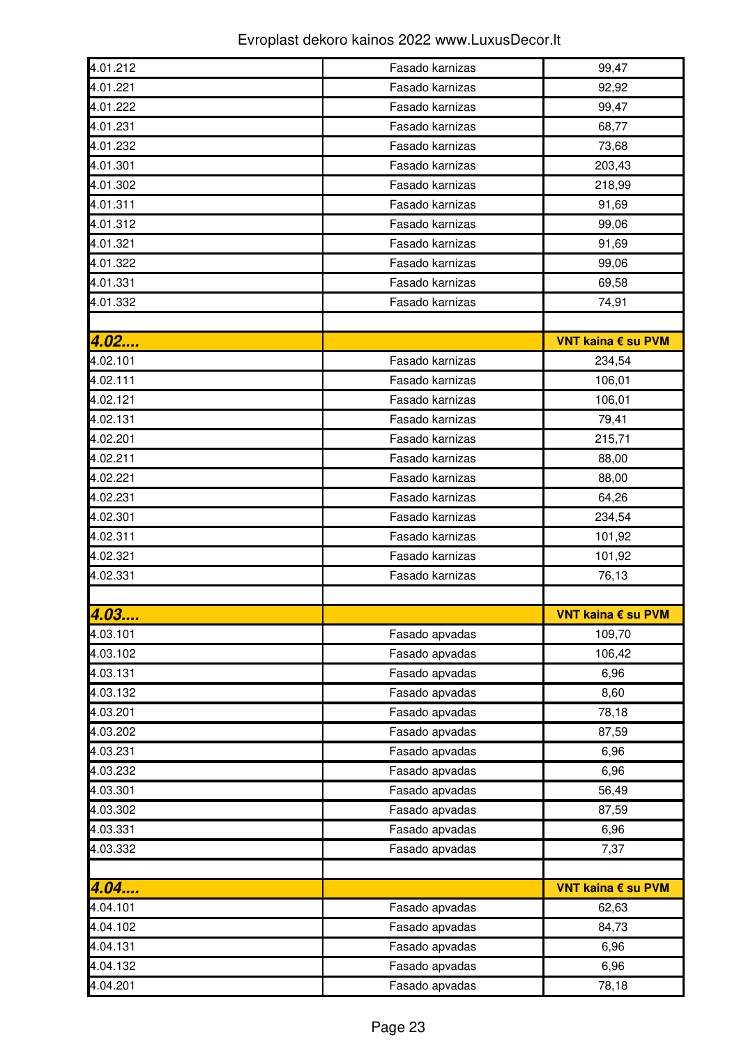| | | |
|---|---|---|
| 4.01.212 | Fasado karnizas | 99,47 |
| 4.01.221 | Fasado karnizas | 92,92 |
| 4.01.222 | Fasado karnizas | 99,47 |
| 4.01.231 | Fasado karnizas | 68,77 |
| 4.01.232 | Fasado karnizas | 73,68 |
| 4.01.301 | Fasado karnizas | 203,43 |
| 4.01.302 | Fasado karnizas | 218,99 |
| 4.01.311 | Fasado karnizas | 91,69 |
| 4.01.312 | Fasado karnizas | 99,06 |
| 4.01.321 | Fasado karnizas | 91,69 |
| 4.01.322 | Fasado karnizas | 99,06 |
| 4.01.331 | Fasado karnizas | 69,58 |
| 4.01.332 | Fasado karnizas | 74,91 |
| | | |
| ***4.02....*** | | **VNT kaina € su PVM** |
| 4.02.101 | Fasado karnizas | 234,54 |
| 4.02.111 | Fasado karnizas | 106,01 |
| 4.02.121 | Fasado karnizas | 106,01 |
| 4.02.131 | Fasado karnizas | 79,41 |
| 4.02.201 | Fasado karnizas | 215,71 |
| 4.02.211 | Fasado karnizas | 88,00 |
| 4.02.221 | Fasado karnizas | 88,00 |
| 4.02.231 | Fasado karnizas | 64,26 |
| 4.02.301 | Fasado karnizas | 234,54 |
| 4.02.311 | Fasado karnizas | 101,92 |
| 4.02.321 | Fasado karnizas | 101,92 |
| 4.02.331 | Fasado karnizas | 76,13 |
| | | |
| ***4.03....*** | | **VNT kaina € su PVM** |
| 4.03.101 | Fasado apvadas | 109,70 |
| 4.03.102 | Fasado apvadas | 106,42 |
| 4.03.131 | Fasado apvadas | 6,96 |
| 4.03.132 | Fasado apvadas | 8,60 |
| 4.03.201 | Fasado apvadas | 78,18 |
| 4.03.202 | Fasado apvadas | 87,59 |
| 4.03.231 | Fasado apvadas | 6,96 |
| 4.03.232 | Fasado apvadas | 6,96 |
| 4.03.301 | Fasado apvadas | 56,49 |
| 4.03.302 | Fasado apvadas | 87,59 |
| 4.03.331 | Fasado apvadas | 6,96 |
| 4.03.332 | Fasado apvadas | 7,37 |
| | | |
| ***4.04....*** | | **VNT kaina € su PVM** |
| 4.04.101 | Fasado apvadas | 62,63 |
| 4.04.102 | Fasado apvadas | 84,73 |
| 4.04.131 | Fasado apvadas | 6,96 |
| 4.04.132 | Fasado apvadas | 6,96 |
| 4.04.201 | Fasado apvadas | 78,18 |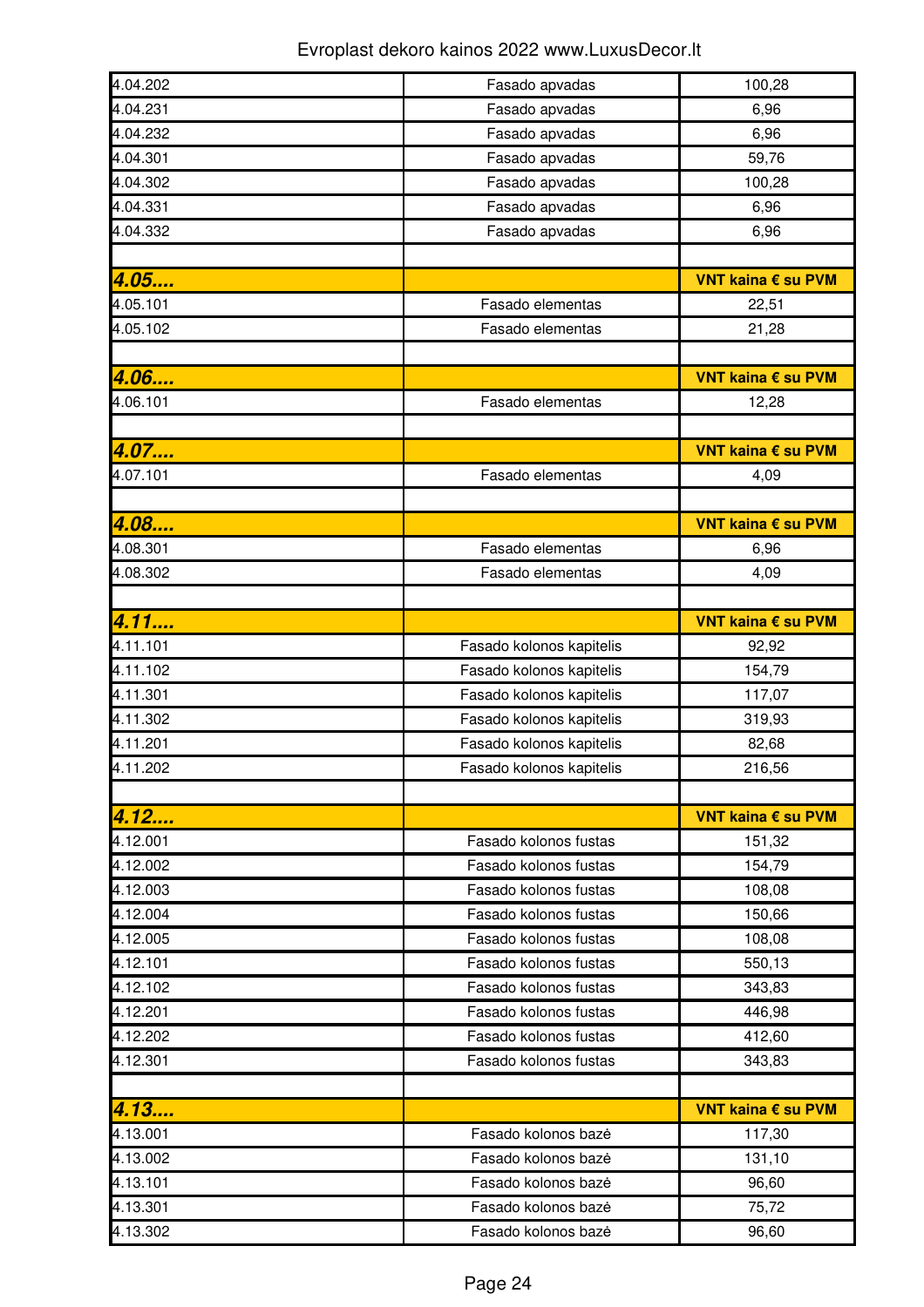| | | |
|---|---|---|
| 4.04.202 | Fasado apvadas | 100,28 |
| 4.04.231 | Fasado apvadas | 6,96 |
| 4.04.232 | Fasado apvadas | 6,96 |
| 4.04.301 | Fasado apvadas | 59,76 |
| 4.04.302 | Fasado apvadas | 100,28 |
| 4.04.331 | Fasado apvadas | 6,96 |
| 4.04.332 | Fasado apvadas | 6,96 |
| | | |
| ***4.05....*** | | **VNT kaina € su PVM** |
| 4.05.101 | Fasado elementas | 22,51 |
| 4.05.102 | Fasado elementas | 21,28 |
| | | |
| ***4.06....*** | | **VNT kaina € su PVM** |
| 4.06.101 | Fasado elementas | 12,28 |
| | | |
| ***4.07....*** | | **VNT kaina € su PVM** |
| 4.07.101 | Fasado elementas | 4,09 |
| | | |
| ***4.08....*** | | **VNT kaina € su PVM** |
| 4.08.301 | Fasado elementas | 6,96 |
| 4.08.302 | Fasado elementas | 4,09 |
| | | |
| ***4.11....*** | | **VNT kaina € su PVM** |
| 4.11.101 | Fasado kolonos kapitelis | 92,92 |
| 4.11.102 | Fasado kolonos kapitelis | 154,79 |
| 4.11.301 | Fasado kolonos kapitelis | 117,07 |
| 4.11.302 | Fasado kolonos kapitelis | 319,93 |
| 4.11.201 | Fasado kolonos kapitelis | 82,68 |
| 4.11.202 | Fasado kolonos kapitelis | 216,56 |
| | | |
| ***4.12....*** | | **VNT kaina € su PVM** |
| 4.12.001 | Fasado kolonos fustas | 151,32 |
| 4.12.002 | Fasado kolonos fustas | 154,79 |
| 4.12.003 | Fasado kolonos fustas | 108,08 |
| 4.12.004 | Fasado kolonos fustas | 150,66 |
| 4.12.005 | Fasado kolonos fustas | 108,08 |
| 4.12.101 | Fasado kolonos fustas | 550,13 |
| 4.12.102 | Fasado kolonos fustas | 343,83 |
| 4.12.201 | Fasado kolonos fustas | 446,98 |
| 4.12.202 | Fasado kolonos fustas | 412,60 |
| 4.12.301 | Fasado kolonos fustas | 343,83 |
| | | |
| ***4.13....*** | | **VNT kaina € su PVM** |
| 4.13.001 | Fasado kolonos bazė | 117,30 |
| 4.13.002 | Fasado kolonos bazė | 131,10 |
| 4.13.101 | Fasado kolonos bazė | 96,60 |
| 4.13.301 | Fasado kolonos bazė | 75,72 |
| 4.13.302 | Fasado kolonos bazė | 96,60 |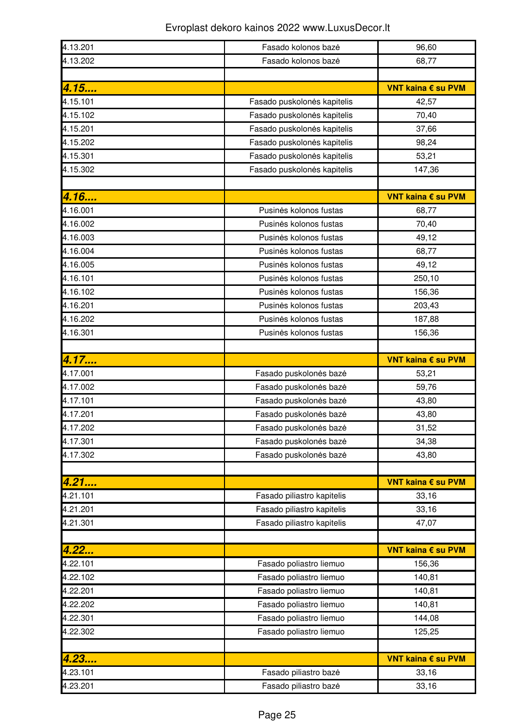Evroplast dekoro kainos 2022 www.LuxusDecor.lt

| | | |
|---|---|---|
| 4.13.201 | Fasado kolonos bazė | 96,60 |
| 4.13.202 | Fasado kolonos bazė | 68,77 |
| | | |
| ***4.15....*** | | **VNT kaina € su PVM** |
| 4.15.101 | Fasado puskolonės kapitelis | 42,57 |
| 4.15.102 | Fasado puskolonės kapitelis | 70,40 |
| 4.15.201 | Fasado puskolonės kapitelis | 37,66 |
| 4.15.202 | Fasado puskolonės kapitelis | 98,24 |
| 4.15.301 | Fasado puskolonės kapitelis | 53,21 |
| 4.15.302 | Fasado puskolonės kapitelis | 147,36 |
| | | |
| ***4.16....*** | | **VNT kaina € su PVM** |
| 4.16.001 | Pusinės kolonos fustas | 68,77 |
| 4.16.002 | Pusinės kolonos fustas | 70,40 |
| 4.16.003 | Pusinės kolonos fustas | 49,12 |
| 4.16.004 | Pusinės kolonos fustas | 68,77 |
| 4.16.005 | Pusinės kolonos fustas | 49,12 |
| 4.16.101 | Pusinės kolonos fustas | 250,10 |
| 4.16.102 | Pusinės kolonos fustas | 156,36 |
| 4.16.201 | Pusinės kolonos fustas | 203,43 |
| 4.16.202 | Pusinės kolonos fustas | 187,88 |
| 4.16.301 | Pusinės kolonos fustas | 156,36 |
| | | |
| ***4.17....*** | | **VNT kaina € su PVM** |
| 4.17.001 | Fasado puskolonės bazė | 53,21 |
| 4.17.002 | Fasado puskolonės bazė | 59,76 |
| 4.17.101 | Fasado puskolonės bazė | 43,80 |
| 4.17.201 | Fasado puskolonės bazė | 43,80 |
| 4.17.202 | Fasado puskolonės bazė | 31,52 |
| 4.17.301 | Fasado puskolonės bazė | 34,38 |
| 4.17.302 | Fasado puskolonės bazė | 43,80 |
| | | |
| ***4.21....*** | | **VNT kaina € su PVM** |
| 4.21.101 | Fasado piliastro kapitelis | 33,16 |
| 4.21.201 | Fasado piliastro kapitelis | 33,16 |
| 4.21.301 | Fasado piliastro kapitelis | 47,07 |
| | | |
| ***4.22...*** | | **VNT kaina € su PVM** |
| 4.22.101 | Fasado poliastro liemuo | 156,36 |
| 4.22.102 | Fasado poliastro liemuo | 140,81 |
| 4.22.201 | Fasado poliastro liemuo | 140,81 |
| 4.22.202 | Fasado poliastro liemuo | 140,81 |
| 4.22.301 | Fasado poliastro liemuo | 144,08 |
| 4.22.302 | Fasado poliastro liemuo | 125,25 |
| | | |
| ***4.23....*** | | **VNT kaina € su PVM** |
| 4.23.101 | Fasado piliastro bazė | 33,16 |
| 4.23.201 | Fasado piliastro bazė | 33,16 |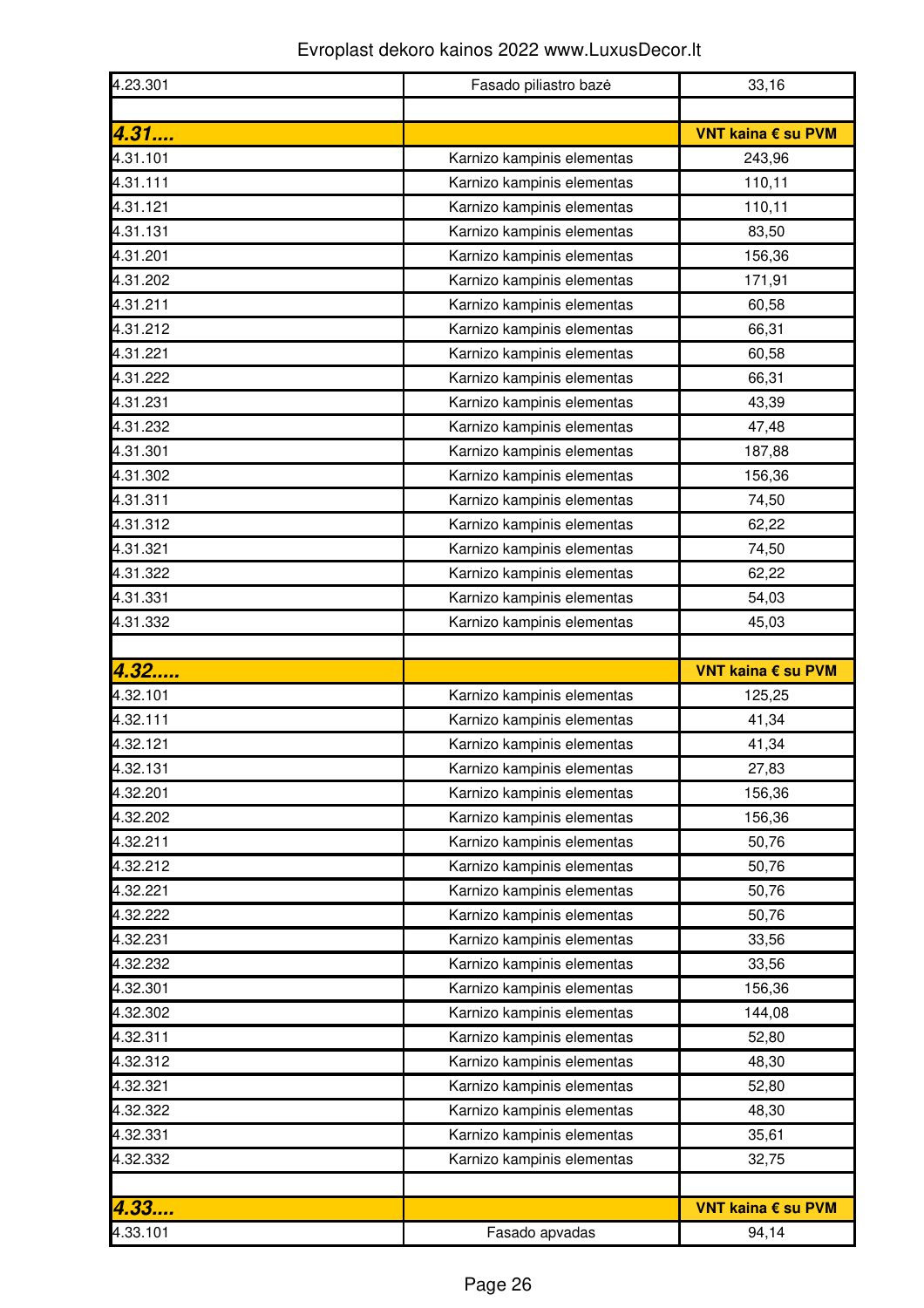| 4.23.301 | Fasado piliastro bazė | 33,16 |
|---|---|---|
| | | |
| ***4.31....*** | | **VNT kaina € su PVM** |
| 4.31.101 | Karnizo kampinis elementas | 243,96 |
| 4.31.111 | Karnizo kampinis elementas | 110,11 |
| 4.31.121 | Karnizo kampinis elementas | 110,11 |
| 4.31.131 | Karnizo kampinis elementas | 83,50 |
| 4.31.201 | Karnizo kampinis elementas | 156,36 |
| 4.31.202 | Karnizo kampinis elementas | 171,91 |
| 4.31.211 | Karnizo kampinis elementas | 60,58 |
| 4.31.212 | Karnizo kampinis elementas | 66,31 |
| 4.31.221 | Karnizo kampinis elementas | 60,58 |
| 4.31.222 | Karnizo kampinis elementas | 66,31 |
| 4.31.231 | Karnizo kampinis elementas | 43,39 |
| 4.31.232 | Karnizo kampinis elementas | 47,48 |
| 4.31.301 | Karnizo kampinis elementas | 187,88 |
| 4.31.302 | Karnizo kampinis elementas | 156,36 |
| 4.31.311 | Karnizo kampinis elementas | 74,50 |
| 4.31.312 | Karnizo kampinis elementas | 62,22 |
| 4.31.321 | Karnizo kampinis elementas | 74,50 |
| 4.31.322 | Karnizo kampinis elementas | 62,22 |
| 4.31.331 | Karnizo kampinis elementas | 54,03 |
| 4.31.332 | Karnizo kampinis elementas | 45,03 |
| | | |
| ***4.32.....*** | | **VNT kaina € su PVM** |
| 4.32.101 | Karnizo kampinis elementas | 125,25 |
| 4.32.111 | Karnizo kampinis elementas | 41,34 |
| 4.32.121 | Karnizo kampinis elementas | 41,34 |
| 4.32.131 | Karnizo kampinis elementas | 27,83 |
| 4.32.201 | Karnizo kampinis elementas | 156,36 |
| 4.32.202 | Karnizo kampinis elementas | 156,36 |
| 4.32.211 | Karnizo kampinis elementas | 50,76 |
| 4.32.212 | Karnizo kampinis elementas | 50,76 |
| 4.32.221 | Karnizo kampinis elementas | 50,76 |
| 4.32.222 | Karnizo kampinis elementas | 50,76 |
| 4.32.231 | Karnizo kampinis elementas | 33,56 |
| 4.32.232 | Karnizo kampinis elementas | 33,56 |
| 4.32.301 | Karnizo kampinis elementas | 156,36 |
| 4.32.302 | Karnizo kampinis elementas | 144,08 |
| 4.32.311 | Karnizo kampinis elementas | 52,80 |
| 4.32.312 | Karnizo kampinis elementas | 48,30 |
| 4.32.321 | Karnizo kampinis elementas | 52,80 |
| 4.32.322 | Karnizo kampinis elementas | 48,30 |
| 4.32.331 | Karnizo kampinis elementas | 35,61 |
| 4.32.332 | Karnizo kampinis elementas | 32,75 |
| | | |
| ***4.33....*** | | **VNT kaina € su PVM** |
| 4.33.101 | Fasado apvadas | 94,14 |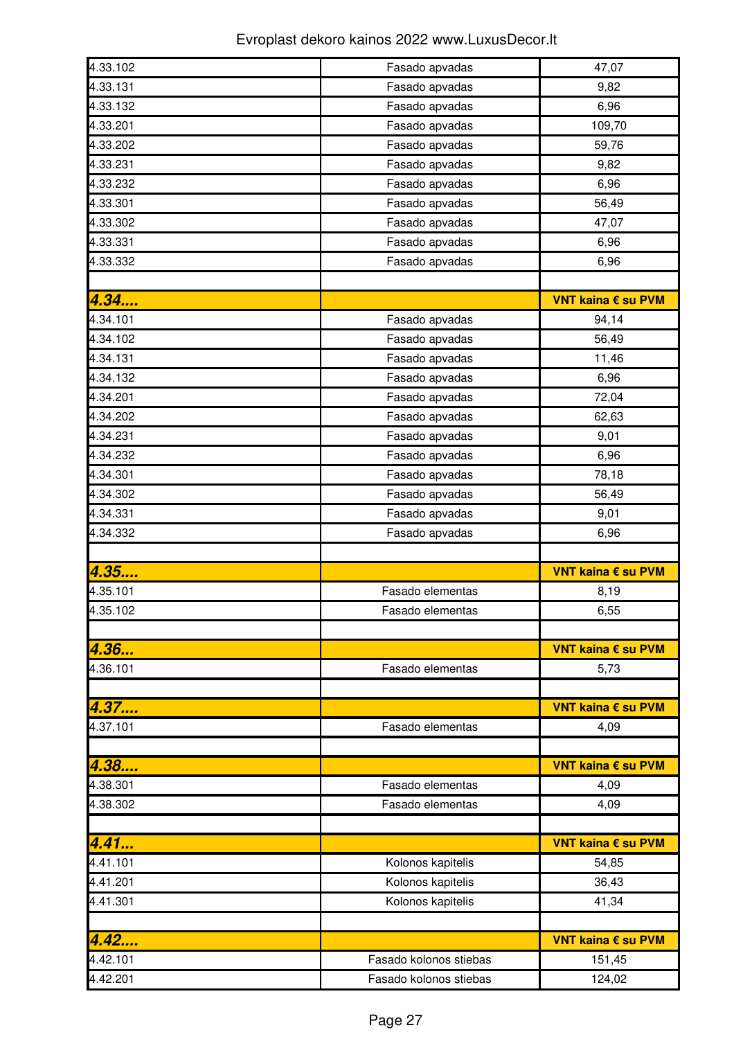| | | |
|---|---|---|
| 4.33.102 | Fasado apvadas | 47,07 |
| 4.33.131 | Fasado apvadas | 9,82 |
| 4.33.132 | Fasado apvadas | 6,96 |
| 4.33.201 | Fasado apvadas | 109,70 |
| 4.33.202 | Fasado apvadas | 59,76 |
| 4.33.231 | Fasado apvadas | 9,82 |
| 4.33.232 | Fasado apvadas | 6,96 |
| 4.33.301 | Fasado apvadas | 56,49 |
| 4.33.302 | Fasado apvadas | 47,07 |
| 4.33.331 | Fasado apvadas | 6,96 |
| 4.33.332 | Fasado apvadas | 6,96 |
| | | |
| ***4.34....*** | | **VNT kaina € su PVM** |
| 4.34.101 | Fasado apvadas | 94,14 |
| 4.34.102 | Fasado apvadas | 56,49 |
| 4.34.131 | Fasado apvadas | 11,46 |
| 4.34.132 | Fasado apvadas | 6,96 |
| 4.34.201 | Fasado apvadas | 72,04 |
| 4.34.202 | Fasado apvadas | 62,63 |
| 4.34.231 | Fasado apvadas | 9,01 |
| 4.34.232 | Fasado apvadas | 6,96 |
| 4.34.301 | Fasado apvadas | 78,18 |
| 4.34.302 | Fasado apvadas | 56,49 |
| 4.34.331 | Fasado apvadas | 9,01 |
| 4.34.332 | Fasado apvadas | 6,96 |
| | | |
| ***4.35....*** | | **VNT kaina € su PVM** |
| 4.35.101 | Fasado elementas | 8,19 |
| 4.35.102 | Fasado elementas | 6,55 |
| | | |
| ***4.36...*** | | **VNT kaina € su PVM** |
| 4.36.101 | Fasado elementas | 5,73 |
| | | |
| ***4.37....*** | | **VNT kaina € su PVM** |
| 4.37.101 | Fasado elementas | 4,09 |
| | | |
| ***4.38....*** | | **VNT kaina € su PVM** |
| 4.38.301 | Fasado elementas | 4,09 |
| 4.38.302 | Fasado elementas | 4,09 |
| | | |
| ***4.41...*** | | **VNT kaina € su PVM** |
| 4.41.101 | Kolonos kapitelis | 54,85 |
| 4.41.201 | Kolonos kapitelis | 36,43 |
| 4.41.301 | Kolonos kapitelis | 41,34 |
| | | |
| ***4.42....*** | | **VNT kaina € su PVM** |
| 4.42.101 | Fasado kolonos stiebas | 151,45 |
| 4.42.201 | Fasado kolonos stiebas | 124,02 |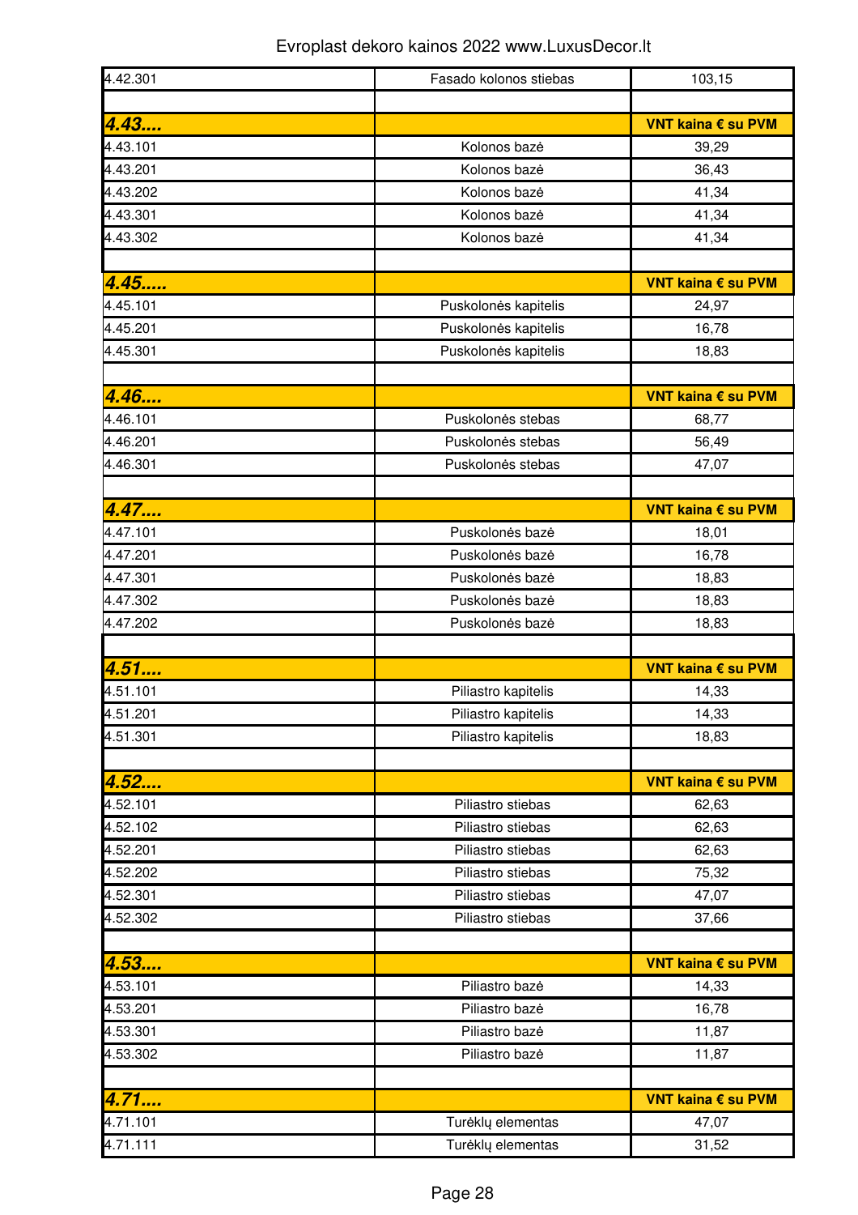Evroplast dekoro kainos 2022 www.LuxusDecor.lt

| | | |
|---|---|---|
| 4.42.301 | Fasado kolonos stiebas | 103,15 |
| | | |
| **4.43....** | | **VNT kaina € su PVM** |
| 4.43.101 | Kolonos bazė | 39,29 |
| 4.43.201 | Kolonos bazė | 36,43 |
| 4.43.202 | Kolonos bazė | 41,34 |
| 4.43.301 | Kolonos bazė | 41,34 |
| 4.43.302 | Kolonos bazė | 41,34 |
| | | |
| **4.45.....** | | **VNT kaina € su PVM** |
| 4.45.101 | Puskolonės kapitelis | 24,97 |
| 4.45.201 | Puskolonės kapitelis | 16,78 |
| 4.45.301 | Puskolonės kapitelis | 18,83 |
| | | |
| **4.46....** | | **VNT kaina € su PVM** |
| 4.46.101 | Puskolonės stebas | 68,77 |
| 4.46.201 | Puskolonės stebas | 56,49 |
| 4.46.301 | Puskolonės stebas | 47,07 |
| | | |
| **4.47....** | | **VNT kaina € su PVM** |
| 4.47.101 | Puskolonės bazė | 18,01 |
| 4.47.201 | Puskolonės bazė | 16,78 |
| 4.47.301 | Puskolonės bazė | 18,83 |
| 4.47.302 | Puskolonės bazė | 18,83 |
| 4.47.202 | Puskolonės bazė | 18,83 |
| | | |
| **4.51....** | | **VNT kaina € su PVM** |
| 4.51.101 | Piliastro kapitelis | 14,33 |
| 4.51.201 | Piliastro kapitelis | 14,33 |
| 4.51.301 | Piliastro kapitelis | 18,83 |
| | | |
| **4.52....** | | **VNT kaina € su PVM** |
| 4.52.101 | Piliastro stiebas | 62,63 |
| 4.52.102 | Piliastro stiebas | 62,63 |
| 4.52.201 | Piliastro stiebas | 62,63 |
| 4.52.202 | Piliastro stiebas | 75,32 |
| 4.52.301 | Piliastro stiebas | 47,07 |
| 4.52.302 | Piliastro stiebas | 37,66 |
| | | |
| **4.53....** | | **VNT kaina € su PVM** |
| 4.53.101 | Piliastro bazė | 14,33 |
| 4.53.201 | Piliastro bazė | 16,78 |
| 4.53.301 | Piliastro bazė | 11,87 |
| 4.53.302 | Piliastro bazė | 11,87 |
| | | |
| **4.71....** | | **VNT kaina € su PVM** |
| 4.71.101 | Turėklų elementas | 47,07 |
| 4.71.111 | Turėklų elementas | 31,52 |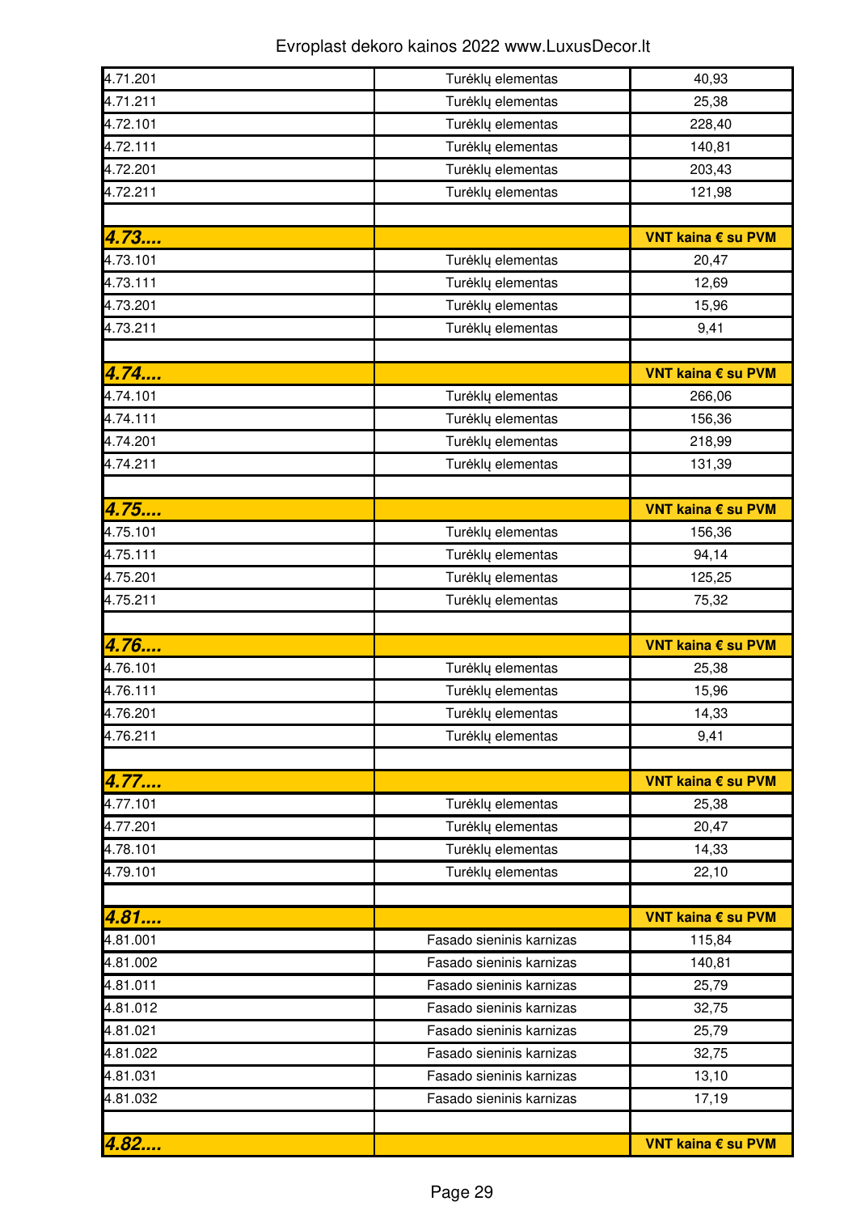Evroplast dekoro kainos 2022 www.LuxusDecor.lt

| | | |
|---|---|---|
| 4.71.201 | Turėklų elementas | 40,93 |
| 4.71.211 | Turėklų elementas | 25,38 |
| 4.72.101 | Turėklų elementas | 228,40 |
| 4.72.111 | Turėklų elementas | 140,81 |
| 4.72.201 | Turėklų elementas | 203,43 |
| 4.72.211 | Turėklų elementas | 121,98 |
| | | |
| **4.73....** | | **VNT kaina € su PVM** |
| 4.73.101 | Turėklų elementas | 20,47 |
| 4.73.111 | Turėklų elementas | 12,69 |
| 4.73.201 | Turėklų elementas | 15,96 |
| 4.73.211 | Turėklų elementas | 9,41 |
| | | |
| **4.74....** | | **VNT kaina € su PVM** |
| 4.74.101 | Turėklų elementas | 266,06 |
| 4.74.111 | Turėklų elementas | 156,36 |
| 4.74.201 | Turėklų elementas | 218,99 |
| 4.74.211 | Turėklų elementas | 131,39 |
| | | |
| **4.75....** | | **VNT kaina € su PVM** |
| 4.75.101 | Turėklų elementas | 156,36 |
| 4.75.111 | Turėklų elementas | 94,14 |
| 4.75.201 | Turėklų elementas | 125,25 |
| 4.75.211 | Turėklų elementas | 75,32 |
| | | |
| **4.76....** | | **VNT kaina € su PVM** |
| 4.76.101 | Turėklų elementas | 25,38 |
| 4.76.111 | Turėklų elementas | 15,96 |
| 4.76.201 | Turėklų elementas | 14,33 |
| 4.76.211 | Turėklų elementas | 9,41 |
| | | |
| **4.77....** | | **VNT kaina € su PVM** |
| 4.77.101 | Turėklų elementas | 25,38 |
| 4.77.201 | Turėklų elementas | 20,47 |
| 4.78.101 | Turėklų elementas | 14,33 |
| 4.79.101 | Turėklų elementas | 22,10 |
| | | |
| **4.81....** | | **VNT kaina € su PVM** |
| 4.81.001 | Fasado sieninis karnizas | 115,84 |
| 4.81.002 | Fasado sieninis karnizas | 140,81 |
| 4.81.011 | Fasado sieninis karnizas | 25,79 |
| 4.81.012 | Fasado sieninis karnizas | 32,75 |
| 4.81.021 | Fasado sieninis karnizas | 25,79 |
| 4.81.022 | Fasado sieninis karnizas | 32,75 |
| 4.81.031 | Fasado sieninis karnizas | 13,10 |
| 4.81.032 | Fasado sieninis karnizas | 17,19 |
| | | |
| **4.82....** | | **VNT kaina € su PVM** |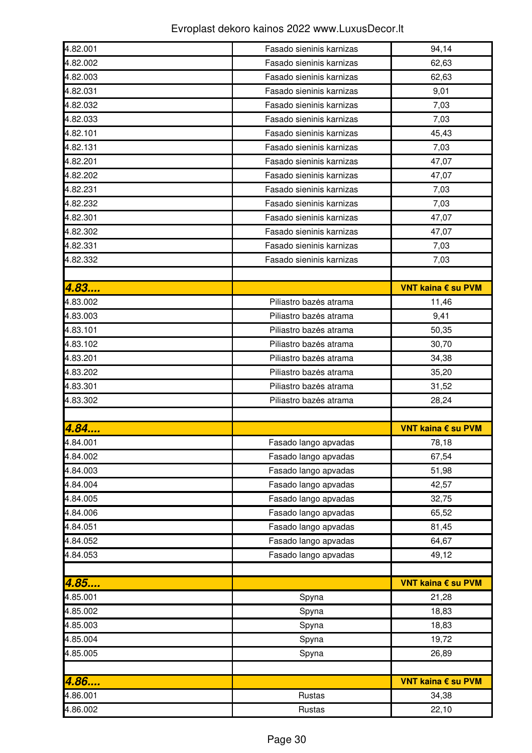| | | |
|---|---|---|
| 4.82.001 | Fasado sieninis karnizas | 94,14 |
| 4.82.002 | Fasado sieninis karnizas | 62,63 |
| 4.82.003 | Fasado sieninis karnizas | 62,63 |
| 4.82.031 | Fasado sieninis karnizas | 9,01 |
| 4.82.032 | Fasado sieninis karnizas | 7,03 |
| 4.82.033 | Fasado sieninis karnizas | 7,03 |
| 4.82.101 | Fasado sieninis karnizas | 45,43 |
| 4.82.131 | Fasado sieninis karnizas | 7,03 |
| 4.82.201 | Fasado sieninis karnizas | 47,07 |
| 4.82.202 | Fasado sieninis karnizas | 47,07 |
| 4.82.231 | Fasado sieninis karnizas | 7,03 |
| 4.82.232 | Fasado sieninis karnizas | 7,03 |
| 4.82.301 | Fasado sieninis karnizas | 47,07 |
| 4.82.302 | Fasado sieninis karnizas | 47,07 |
| 4.82.331 | Fasado sieninis karnizas | 7,03 |
| 4.82.332 | Fasado sieninis karnizas | 7,03 |
| | | |
| ***4.83....*** | | **VNT kaina € su PVM** |
| 4.83.002 | Piliastro bazės atrama | 11,46 |
| 4.83.003 | Piliastro bazės atrama | 9,41 |
| 4.83.101 | Piliastro bazės atrama | 50,35 |
| 4.83.102 | Piliastro bazės atrama | 30,70 |
| 4.83.201 | Piliastro bazės atrama | 34,38 |
| 4.83.202 | Piliastro bazės atrama | 35,20 |
| 4.83.301 | Piliastro bazės atrama | 31,52 |
| 4.83.302 | Piliastro bazės atrama | 28,24 |
| | | |
| ***4.84....*** | | **VNT kaina € su PVM** |
| 4.84.001 | Fasado lango apvadas | 78,18 |
| 4.84.002 | Fasado lango apvadas | 67,54 |
| 4.84.003 | Fasado lango apvadas | 51,98 |
| 4.84.004 | Fasado lango apvadas | 42,57 |
| 4.84.005 | Fasado lango apvadas | 32,75 |
| 4.84.006 | Fasado lango apvadas | 65,52 |
| 4.84.051 | Fasado lango apvadas | 81,45 |
| 4.84.052 | Fasado lango apvadas | 64,67 |
| 4.84.053 | Fasado lango apvadas | 49,12 |
| | | |
| ***4.85....*** | | **VNT kaina € su PVM** |
| 4.85.001 | Spyna | 21,28 |
| 4.85.002 | Spyna | 18,83 |
| 4.85.003 | Spyna | 18,83 |
| 4.85.004 | Spyna | 19,72 |
| 4.85.005 | Spyna | 26,89 |
| | | |
| ***4.86....*** | | **VNT kaina € su PVM** |
| 4.86.001 | Rustas | 34,38 |
| 4.86.002 | Rustas | 22,10 |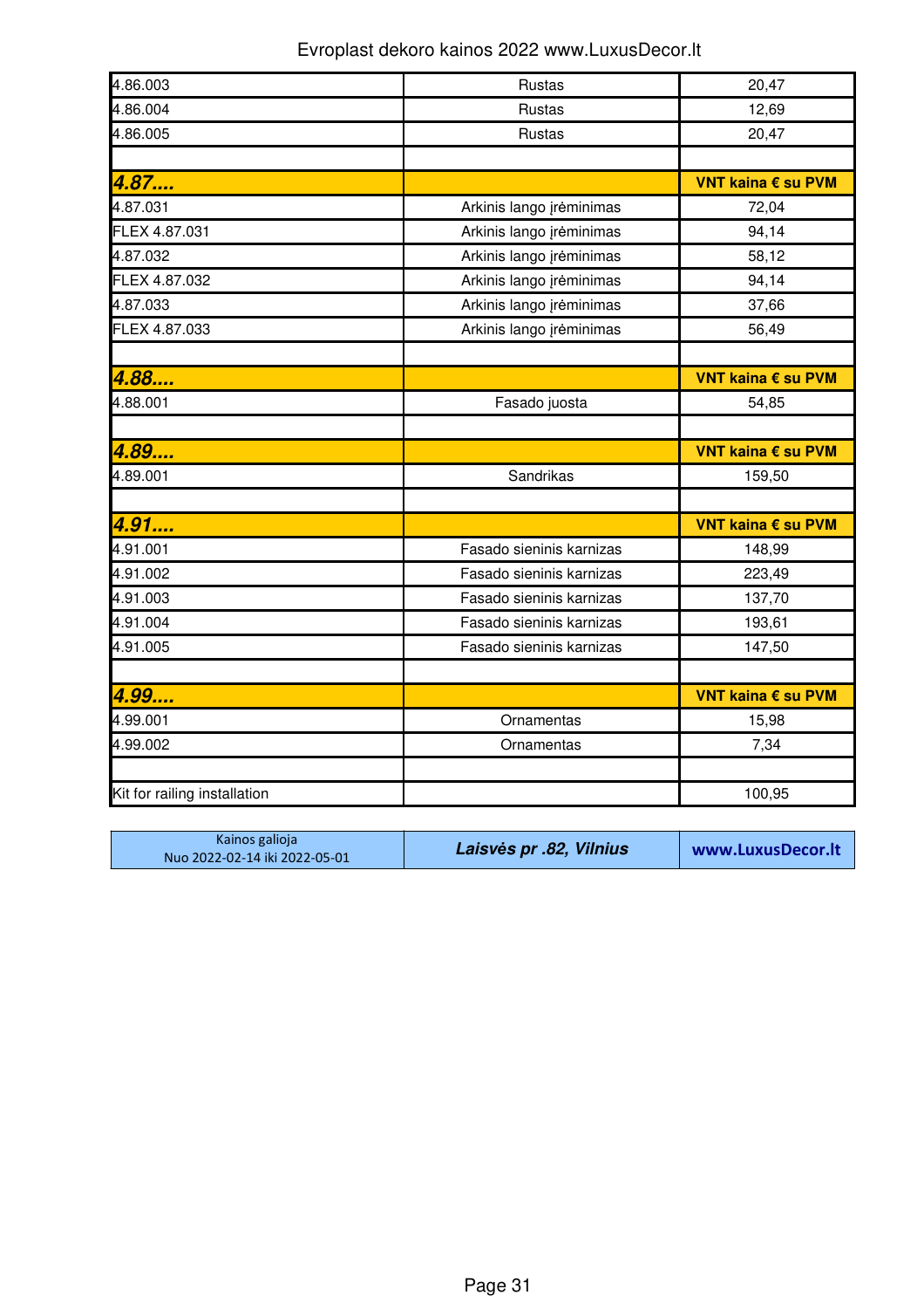| | | |
|---|---|---|
| 4.86.003 | Rustas | 20,47 |
| 4.86.004 | Rustas | 12,69 |
| 4.86.005 | Rustas | 20,47 |
| | | |
| ***4.87....*** | | **VNT kaina € su PVM** |
| 4.87.031 | Arkinis lango įrėminimas | 72,04 |
| FLEX 4.87.031 | Arkinis lango įrėminimas | 94,14 |
| 4.87.032 | Arkinis lango įrėminimas | 58,12 |
| FLEX 4.87.032 | Arkinis lango įrėminimas | 94,14 |
| 4.87.033 | Arkinis lango įrėminimas | 37,66 |
| FLEX 4.87.033 | Arkinis lango įrėminimas | 56,49 |
| | | |
| ***4.88....*** | | **VNT kaina € su PVM** |
| 4.88.001 | Fasado juosta | 54,85 |
| | | |
| ***4.89....*** | | **VNT kaina € su PVM** |
| 4.89.001 | Sandrikas | 159,50 |
| | | |
| ***4.91....*** | | **VNT kaina € su PVM** |
| 4.91.001 | Fasado sieninis karnizas | 148,99 |
| 4.91.002 | Fasado sieninis karnizas | 223,49 |
| 4.91.003 | Fasado sieninis karnizas | 137,70 |
| 4.91.004 | Fasado sieninis karnizas | 193,61 |
| 4.91.005 | Fasado sieninis karnizas | 147,50 |
| | | |
| ***4.99....*** | | **VNT kaina € su PVM** |
| 4.99.001 | Ornamentas | 15,98 |
| 4.99.002 | Ornamentas | 7,34 |
| | | |
| Kit for railing installation | | 100,95 |

| | | |
|---|---|---|
| Kainos galioja<br>Nuo 2022-02-14 iki 2022-05-01 | ***Laisvės pr .82, Vilnius*** | **www.LuxusDecor.lt** |